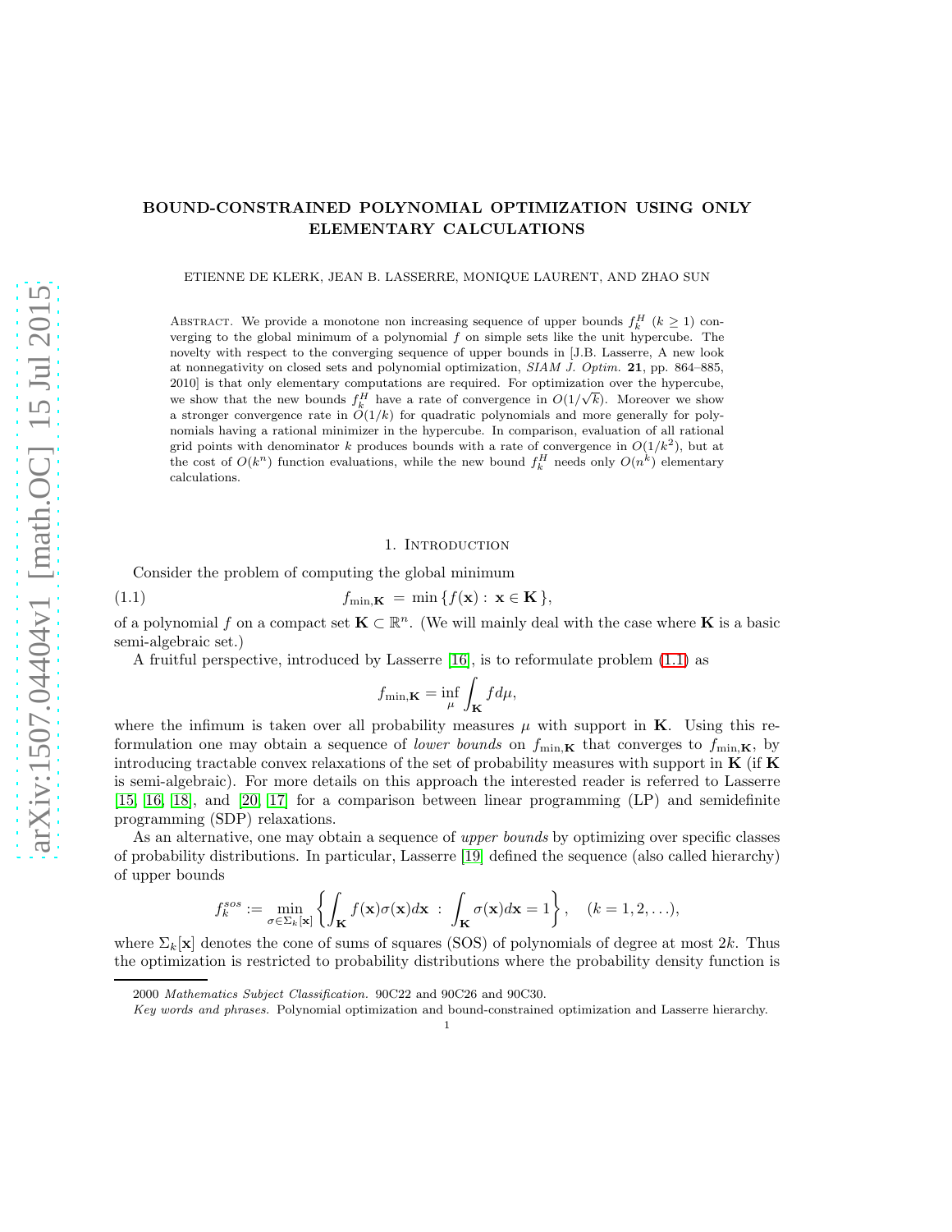# BOUND-CONSTRAINED POLYNOMIAL OPTIMIZATION USING ONLY ELEMENTARY CALCULATIONS

ETIENNE DE KLERK, JEAN B. LASSERRE, MONIQUE LAURENT, AND ZHAO SUN

Abstract. We provide a monotone non increasing sequence of upper bounds $f_k^H$ $(k \geq 1)$ converging to the global minimum of a polynomial $f$ on simple sets like the unit hypercube. The novelty with respect to the converging sequence of upper bounds in [J.B. Lasserre, A new look at nonnegativity on closed sets and polynomial optimization, *SIAM J. Optim.* **21**, pp. 864–885, 2010] is that only elementary computations are required. For optimization over the hypercube, we show that the new bounds $f_k^H$ have a rate of convergence in $O(1/\sqrt{k})$. Moreover we show a stronger convergence rate in $O(1/k)$ for quadratic polynomials and more generally for polynomials having a rational minimizer in the hypercube. In comparison, evaluation of all rational grid points with denominator $k$ produces bounds with a rate of convergence in $O(1/k^2)$, but at the cost of $O(k^n)$ function evaluations, while the new bound $f_k^H$ needs only $O(n^k)$ elementary calculations.

## 1. Introduction

Consider the problem of computing the global minimum

$$f_{\min,\mathbf{K}} \;=\; \min\,\{f(\mathbf{x}) :\; \mathbf{x} \in \mathbf{K}\,\}, \tag{1.1}$$

of a polynomial $f$ on a compact set $\mathbf{K} \subset \mathbb{R}^n$. (We will mainly deal with the case where $\mathbf{K}$ is a basic semi-algebraic set.)

A fruitful perspective, introduced by Lasserre [16], is to reformulate problem (1.1) as

$$f_{\min,\mathbf{K}} = \inf_{\mu} \int_{\mathbf{K}} f d\mu,$$

where the infimum is taken over all probability measures $\mu$ with support in $\mathbf{K}$. Using this reformulation one may obtain a sequence of *lower bounds* on $f_{\min,\mathbf{K}}$ that converges to $f_{\min,\mathbf{K}}$, by introducing tractable convex relaxations of the set of probability measures with support in $\mathbf{K}$ (if $\mathbf{K}$ is semi-algebraic). For more details on this approach the interested reader is referred to Lasserre [15, 16, 18], and [20, 17] for a comparison between linear programming (LP) and semidefinite programming (SDP) relaxations.

As an alternative, one may obtain a sequence of *upper bounds* by optimizing over specific classes of probability distributions. In particular, Lasserre [19] defined the sequence (also called hierarchy) of upper bounds

$$f_k^{sos} := \min_{\sigma \in \Sigma_k[\mathbf{x}]} \left\{ \int_{\mathbf{K}} f(\mathbf{x})\sigma(\mathbf{x})d\mathbf{x} \;:\; \int_{\mathbf{K}} \sigma(\mathbf{x})d\mathbf{x} = 1 \right\}, \quad (k = 1, 2, \ldots),$$

where $\Sigma_k[\mathbf{x}]$ denotes the cone of sums of squares (SOS) of polynomials of degree at most $2k$. Thus the optimization is restricted to probability distributions where the probability density function is

2000 *Mathematics Subject Classification.* 90C22 and 90C26 and 90C30.

*Key words and phrases.* Polynomial optimization and bound-constrained optimization and Lasserre hierarchy.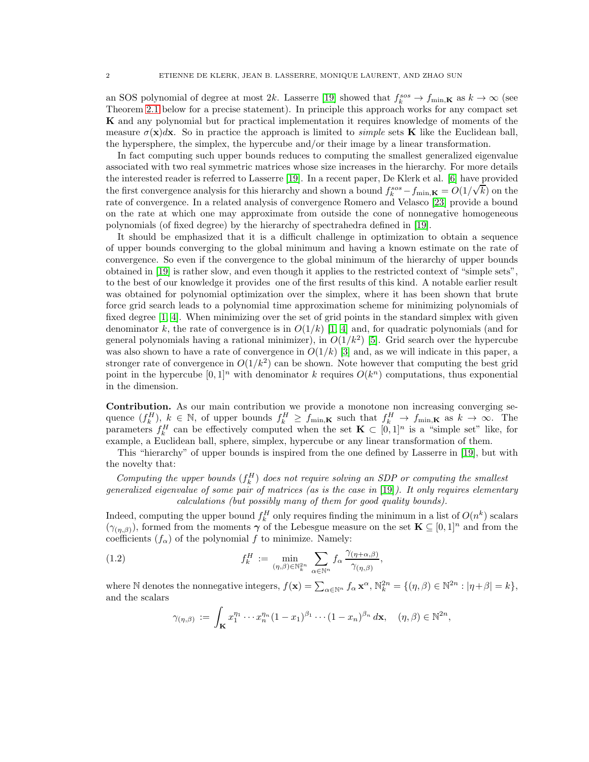an SOS polynomial of degree at most $2k$. Lasserre [19] showed that $f_k^{sos} \to f_{\min,\mathbf{K}}$ as $k \to \infty$ (see Theorem 2.1 below for a precise statement). In principle this approach works for any compact set $\mathbf{K}$ and any polynomial but for practical implementation it requires knowledge of moments of the measure $\sigma(\mathbf{x})d\mathbf{x}$. So in practice the approach is limited to *simple* sets $\mathbf{K}$ like the Euclidean ball, the hypersphere, the simplex, the hypercube and/or their image by a linear transformation.

In fact computing such upper bounds reduces to computing the smallest generalized eigenvalue associated with two real symmetric matrices whose size increases in the hierarchy. For more details the interested reader is referred to Lasserre [19]. In a recent paper, De Klerk et al. [6] have provided the first convergence analysis for this hierarchy and shown a bound $f_k^{sos} - f_{\min,\mathbf{K}} = O(1/\sqrt{k})$ on the rate of convergence. In a related analysis of convergence Romero and Velasco [23] provide a bound on the rate at which one may approximate from outside the cone of nonnegative homogeneous polynomials (of fixed degree) by the hierarchy of spectrahedra defined in [19].

It should be emphasized that it is a difficult challenge in optimization to obtain a sequence of upper bounds converging to the global minimum and having a known estimate on the rate of convergence. So even if the convergence to the global minimum of the hierarchy of upper bounds obtained in [19] is rather slow, and even though it applies to the restricted context of "simple sets", to the best of our knowledge it provides one of the first results of this kind. A notable earlier result was obtained for polynomial optimization over the simplex, where it has been shown that brute force grid search leads to a polynomial time approximation scheme for minimizing polynomials of fixed degree [1, 4]. When minimizing over the set of grid points in the standard simplex with given denominator $k$, the rate of convergence is in $O(1/k)$ [1, 4] and, for quadratic polynomials (and for general polynomials having a rational minimizer), in $O(1/k^2)$ [5]. Grid search over the hypercube was also shown to have a rate of convergence in $O(1/k)$ [3] and, as we will indicate in this paper, a stronger rate of convergence in $O(1/k^2)$ can be shown. Note however that computing the best grid point in the hypercube $[0,1]^n$ with denominator $k$ requires $O(k^n)$ computations, thus exponential in the dimension.

**Contribution.** As our main contribution we provide a monotone non increasing converging sequence $(f_k^H)$, $k \in \mathbb{N}$, of upper bounds $f_k^H \geq f_{\min,\mathbf{K}}$ such that $f_k^H \to f_{\min,\mathbf{K}}$ as $k \to \infty$. The parameters $f_k^H$ can be effectively computed when the set $\mathbf{K} \subset [0,1]^n$ is a "simple set" like, for example, a Euclidean ball, sphere, simplex, hypercube or any linear transformation of them.

This "hierarchy" of upper bounds is inspired from the one defined by Lasserre in [19], but with the novelty that:

*Computing the upper bounds $(f_k^H)$ does not require solving an SDP or computing the smallest generalized eigenvalue of some pair of matrices (as is the case in [19]). It only requires elementary calculations (but possibly many of them for good quality bounds).*

Indeed, computing the upper bound $f_k^H$ only requires finding the minimum in a list of $O(n^k)$ scalars $(\gamma_{(\eta,\beta)})$, formed from the moments $\boldsymbol{\gamma}$ of the Lebesgue measure on the set $\mathbf{K} \subseteq [0,1]^n$ and from the coefficients $(f_\alpha)$ of the polynomial $f$ to minimize. Namely:

$$f_k^H := \min_{(\eta,\beta)\in\mathbb{N}_k^{2n}} \sum_{\alpha\in\mathbb{N}^n} f_\alpha \, \frac{\gamma_{(\eta+\alpha,\beta)}}{\gamma_{(\eta,\beta)}}, \tag{1.2}$$

where $\mathbb{N}$ denotes the nonnegative integers, $f(\mathbf{x}) = \sum_{\alpha\in\mathbb{N}^n} f_\alpha \, \mathbf{x}^\alpha$, $\mathbb{N}_k^{2n} = \{(\eta,\beta) \in \mathbb{N}^{2n} : |\eta+\beta| = k\}$, and the scalars

$$\gamma_{(\eta,\beta)} := \int_{\mathbf{K}} x_1^{\eta_1} \cdots x_n^{\eta_n} (1-x_1)^{\beta_1} \cdots (1-x_n)^{\beta_n} \, d\mathbf{x}, \quad (\eta,\beta) \in \mathbb{N}^{2n},$$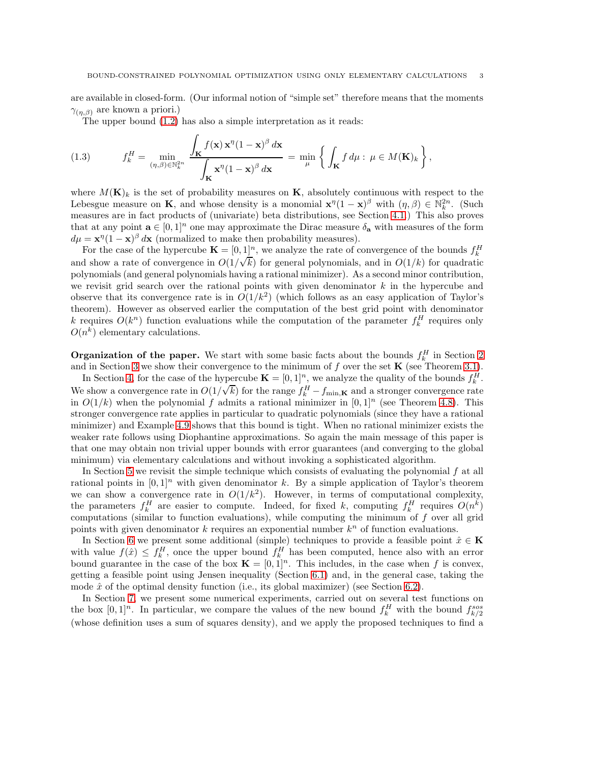are available in closed-form. (Our informal notion of "simple set" therefore means that the moments $\gamma_{(\eta,\beta)}$ are known a priori.)

The upper bound (1.2) has also a simple interpretation as it reads:

$$
f_k^H = \min_{(\eta,\beta)\in\mathbb{N}_k^{2n}} \frac{\displaystyle\int_{\mathbf{K}} f(\mathbf{x})\,\mathbf{x}^\eta(1-\mathbf{x})^\beta\,d\mathbf{x}}{\displaystyle\int_{\mathbf{K}} \mathbf{x}^\eta(1-\mathbf{x})^\beta\,d\mathbf{x}} = \min_{\mu}\left\{\int_{\mathbf{K}} f\,d\mu : \mu\in M(\mathbf{K})_k\right\}, \tag{1.3}
$$

where $M(\mathbf{K})_k$ is the set of probability measures on $\mathbf{K}$, absolutely continuous with respect to the Lebesgue measure on $\mathbf{K}$, and whose density is a monomial $\mathbf{x}^\eta(1-\mathbf{x})^\beta$ with $(\eta,\beta)\in\mathbb{N}_k^{2n}$. (Such measures are in fact products of (univariate) beta distributions, see Section 4.1.) This also proves that at any point $\mathbf{a}\in[0,1]^n$ one may approximate the Dirac measure $\delta_{\mathbf{a}}$ with measures of the form $d\mu = \mathbf{x}^\eta(1-\mathbf{x})^\beta\,d\mathbf{x}$ (normalized to make then probability measures).

For the case of the hypercube $\mathbf{K}=[0,1]^n$, we analyze the rate of convergence of the bounds $f_k^H$ and show a rate of convergence in $O(1/\sqrt{k})$ for general polynomials, and in $O(1/k)$ for quadratic polynomials (and general polynomials having a rational minimizer). As a second minor contribution, we revisit grid search over the rational points with given denominator $k$ in the hypercube and observe that its convergence rate is in $O(1/k^2)$ (which follows as an easy application of Taylor's theorem). However as observed earlier the computation of the best grid point with denominator $k$ requires $O(k^n)$ function evaluations while the computation of the parameter $f_k^H$ requires only $O(n^k)$ elementary calculations.

**Organization of the paper.** We start with some basic facts about the bounds $f_k^H$ in Section 2 and in Section 3 we show their convergence to the minimum of $f$ over the set $\mathbf{K}$ (see Theorem 3.1).

In Section 4, for the case of the hypercube $\mathbf{K}=[0,1]^n$, we analyze the quality of the bounds $f_k^H$. We show a convergence rate in $O(1/\sqrt{k})$ for the range $f_k^H - f_{\min,\mathbf{K}}$ and a stronger convergence rate in $O(1/k)$ when the polynomial $f$ admits a rational minimizer in $[0,1]^n$ (see Theorem 4.8). This stronger convergence rate applies in particular to quadratic polynomials (since they have a rational minimizer) and Example 4.9 shows that this bound is tight. When no rational minimizer exists the weaker rate follows using Diophantine approximations. So again the main message of this paper is that one may obtain non trivial upper bounds with error guarantees (and converging to the global minimum) via elementary calculations and without invoking a sophisticated algorithm.

In Section 5 we revisit the simple technique which consists of evaluating the polynomial $f$ at all rational points in $[0,1]^n$ with given denominator $k$. By a simple application of Taylor's theorem we can show a convergence rate in $O(1/k^2)$. However, in terms of computational complexity, the parameters $f_k^H$ are easier to compute. Indeed, for fixed $k$, computing $f_k^H$ requires $O(n^k)$ computations (similar to function evaluations), while computing the minimum of $f$ over all grid points with given denominator $k$ requires an exponential number $k^n$ of function evaluations.

In Section 6 we present some additional (simple) techniques to provide a feasible point $\hat{x}\in\mathbf{K}$ with value $f(\hat{x})\le f_k^H$, once the upper bound $f_k^H$ has been computed, hence also with an error bound guarantee in the case of the box $\mathbf{K}=[0,1]^n$. This includes, in the case when $f$ is convex, getting a feasible point using Jensen inequality (Section 6.1) and, in the general case, taking the mode $\hat{x}$ of the optimal density function (i.e., its global maximizer) (see Section 6.2).

In Section 7, we present some numerical experiments, carried out on several test functions on the box $[0,1]^n$. In particular, we compare the values of the new bound $f_k^H$ with the bound $f_{k/2}^{sos}$ (whose definition uses a sum of squares density), and we apply the proposed techniques to find a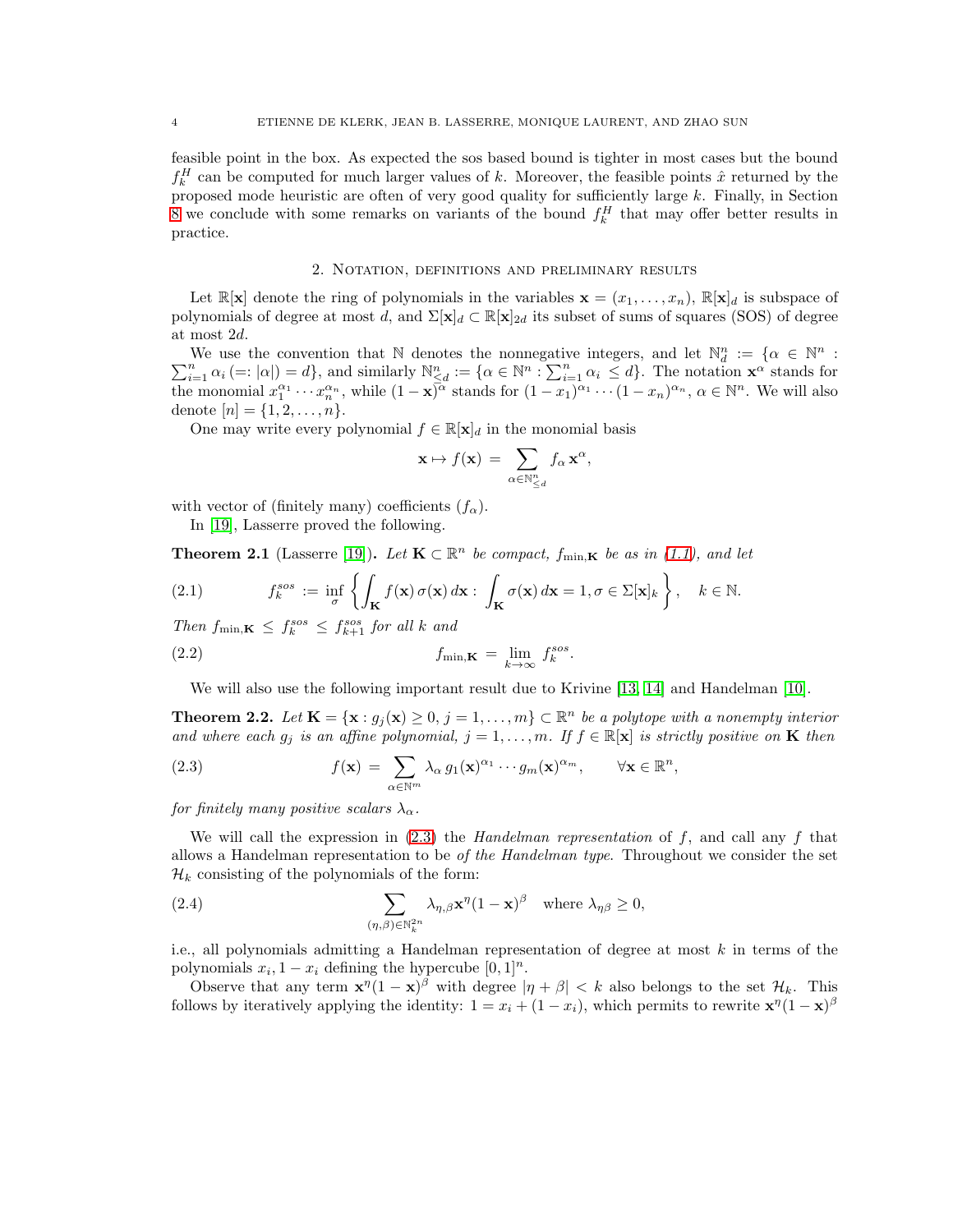feasible point in the box. As expected the sos based bound is tighter in most cases but the bound $f_k^H$ can be computed for much larger values of $k$. Moreover, the feasible points $\hat{x}$ returned by the proposed mode heuristic are often of very good quality for sufficiently large $k$. Finally, in Section 8 we conclude with some remarks on variants of the bound $f_k^H$ that may offer better results in practice.

## 2. Notation, definitions and preliminary results

Let $\mathbb{R}[\mathbf{x}]$ denote the ring of polynomials in the variables $\mathbf{x} = (x_1, \ldots, x_n)$, $\mathbb{R}[\mathbf{x}]_d$ is subspace of polynomials of degree at most $d$, and $\Sigma[\mathbf{x}]_d \subset \mathbb{R}[\mathbf{x}]_{2d}$ its subset of sums of squares (SOS) of degree at most $2d$.

We use the convention that $\mathbb{N}$ denotes the nonnegative integers, and let $\mathbb{N}^n_d := \{\alpha \in \mathbb{N}^n : \sum_{i=1}^n \alpha_i \,(=: |\alpha|) = d\}$, and similarly $\mathbb{N}^n_{\leq d} := \{\alpha \in \mathbb{N}^n : \sum_{i=1}^n \alpha_i \leq d\}$. The notation $\mathbf{x}^\alpha$ stands for the monomial $x_1^{\alpha_1} \cdots x_n^{\alpha_n}$, while $(1-\mathbf{x})^\alpha$ stands for $(1-x_1)^{\alpha_1} \cdots (1-x_n)^{\alpha_n}$, $\alpha \in \mathbb{N}^n$. We will also denote $[n] = \{1, 2, \ldots, n\}$.

One may write every polynomial $f \in \mathbb{R}[\mathbf{x}]_d$ in the monomial basis

$$\mathbf{x} \mapsto f(\mathbf{x}) \;=\; \sum_{\alpha \in \mathbb{N}^n_{\leq d}} f_\alpha \, \mathbf{x}^\alpha,$$

with vector of (finitely many) coefficients $(f_\alpha)$.

In [19], Lasserre proved the following.

**Theorem 2.1** (Lasserre [19]). *Let $\mathbf{K} \subset \mathbb{R}^n$ be compact, $f_{\min,\mathbf{K}}$ be as in (1.1), and let*

$$f_k^{sos} := \inf_\sigma \left\{ \int_{\mathbf{K}} f(\mathbf{x})\, \sigma(\mathbf{x})\, d\mathbf{x} : \int_{\mathbf{K}} \sigma(\mathbf{x})\, d\mathbf{x} = 1, \sigma \in \Sigma[\mathbf{x}]_k \right\}, \quad k \in \mathbb{N}. \tag{2.1}$$

*Then $f_{\min,\mathbf{K}} \leq f_k^{sos} \leq f_{k+1}^{sos}$ for all $k$ and*

$$f_{\min,\mathbf{K}} \;=\; \lim_{k\to\infty} f_k^{sos}. \tag{2.2}$$

We will also use the following important result due to Krivine [13, 14] and Handelman [10].

**Theorem 2.2.** *Let $\mathbf{K} = \{\mathbf{x} : g_j(\mathbf{x}) \geq 0,\, j = 1, \ldots, m\} \subset \mathbb{R}^n$ be a polytope with a nonempty interior and where each $g_j$ is an affine polynomial, $j = 1, \ldots, m$. If $f \in \mathbb{R}[\mathbf{x}]$ is strictly positive on $\mathbf{K}$ then*

$$f(\mathbf{x}) \;=\; \sum_{\alpha \in \mathbb{N}^m} \lambda_\alpha \, g_1(\mathbf{x})^{\alpha_1} \cdots g_m(\mathbf{x})^{\alpha_m}, \qquad \forall \mathbf{x} \in \mathbb{R}^n, \tag{2.3}$$

*for finitely many positive scalars $\lambda_\alpha$.*

We will call the expression in (2.3) the *Handelman representation* of $f$, and call any $f$ that allows a Handelman representation to be *of the Handelman type*. Throughout we consider the set $\mathcal{H}_k$ consisting of the polynomials of the form:

$$\sum_{(\eta,\beta) \in \mathbb{N}^{2n}_k} \lambda_{\eta,\beta} \mathbf{x}^\eta (1-\mathbf{x})^\beta \quad \text{where } \lambda_{\eta\beta} \geq 0, \tag{2.4}$$

i.e., all polynomials admitting a Handelman representation of degree at most $k$ in terms of the polynomials $x_i, 1 - x_i$ defining the hypercube $[0,1]^n$.

Observe that any term $\mathbf{x}^\eta(1-\mathbf{x})^\beta$ with degree $|\eta + \beta| < k$ also belongs to the set $\mathcal{H}_k$. This follows by iteratively applying the identity: $1 = x_i + (1 - x_i)$, which permits to rewrite $\mathbf{x}^\eta(1-\mathbf{x})^\beta$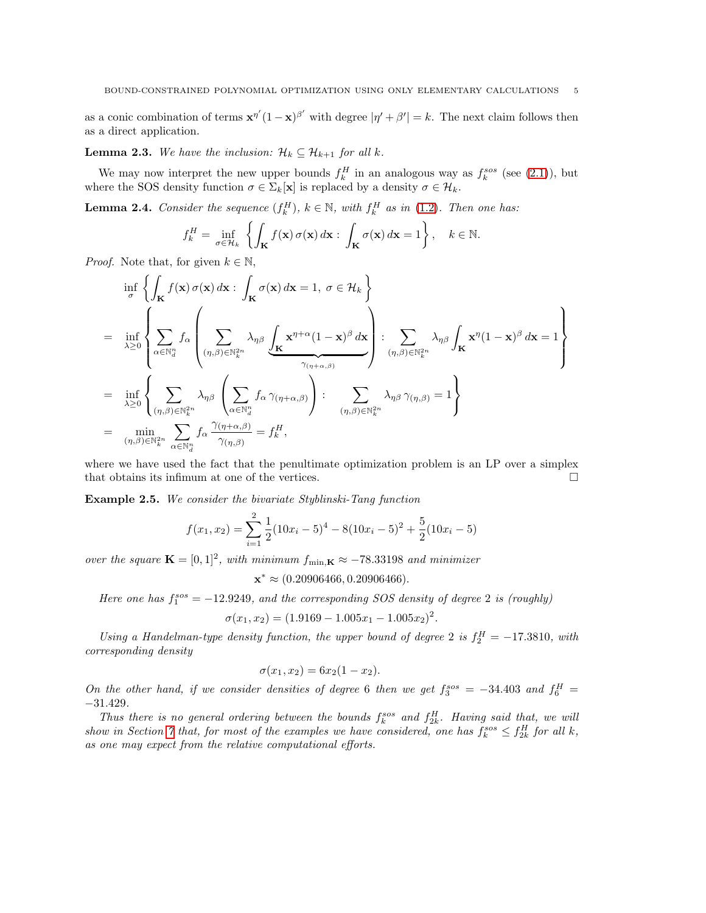as a conic combination of terms $\mathbf{x}^{\eta'}(1-\mathbf{x})^{\beta'}$ with degree $|\eta'+\beta'| = k$. The next claim follows then as a direct application.

**Lemma 2.3.** *We have the inclusion: $\mathcal{H}_k \subseteq \mathcal{H}_{k+1}$ for all $k$.*

We may now interpret the new upper bounds $f_k^H$ in an analogous way as $f_k^{sos}$ (see (2.1)), but where the SOS density function $\sigma \in \Sigma_k[\mathbf{x}]$ is replaced by a density $\sigma \in \mathcal{H}_k$.

**Lemma 2.4.** *Consider the sequence $(f_k^H)$, $k \in \mathbb{N}$, with $f_k^H$ as in (1.2). Then one has:*

$$f_k^H = \inf_{\sigma \in \mathcal{H}_k} \left\{ \int_{\mathbf{K}} f(\mathbf{x})\,\sigma(\mathbf{x})\,d\mathbf{x} : \int_{\mathbf{K}} \sigma(\mathbf{x})\,d\mathbf{x} = 1 \right\}, \quad k \in \mathbb{N}.$$

*Proof.* Note that, for given $k \in \mathbb{N}$,

$$\begin{aligned}
&\inf_{\sigma} \left\{ \int_{\mathbf{K}} f(\mathbf{x})\,\sigma(\mathbf{x})\,d\mathbf{x} : \int_{\mathbf{K}} \sigma(\mathbf{x})\,d\mathbf{x} = 1,\ \sigma \in \mathcal{H}_k \right\} \\
= \ & \inf_{\lambda \geq 0} \left\{ \sum_{\alpha \in \mathbb{N}_d^n} f_\alpha \left( \sum_{(\eta,\beta) \in \mathbb{N}_k^{2n}} \lambda_{\eta\beta} \underbrace{\int_{\mathbf{K}} \mathbf{x}^{\eta+\alpha}(1-\mathbf{x})^{\beta}\,d\mathbf{x}}_{\gamma_{(\eta+\alpha,\beta)}} \right) : \sum_{(\eta,\beta) \in \mathbb{N}_k^{2n}} \lambda_{\eta\beta} \int_{\mathbf{K}} \mathbf{x}^{\eta}(1-\mathbf{x})^{\beta}\,d\mathbf{x} = 1 \right\} \\
= \ & \inf_{\lambda \geq 0} \left\{ \sum_{(\eta,\beta) \in \mathbb{N}_k^{2n}} \lambda_{\eta\beta} \left( \sum_{\alpha \in \mathbb{N}_d^n} f_\alpha\, \gamma_{(\eta+\alpha,\beta)} \right) : \sum_{(\eta,\beta) \in \mathbb{N}_k^{2n}} \lambda_{\eta\beta}\, \gamma_{(\eta,\beta)} = 1 \right\} \\
= \ & \min_{(\eta,\beta) \in \mathbb{N}_k^{2n}} \sum_{\alpha \in \mathbb{N}_d^n} f_\alpha \frac{\gamma_{(\eta+\alpha,\beta)}}{\gamma_{(\eta,\beta)}} = f_k^H,
\end{aligned}$$

where we have used the fact that the penultimate optimization problem is an LP over a simplex that obtains its infimum at one of the vertices. $\square$

**Example 2.5.** *We consider the bivariate Styblinski-Tang function*

$$f(x_1,x_2) = \sum_{i=1}^{2} \frac{1}{2}(10x_i - 5)^4 - 8(10x_i - 5)^2 + \frac{5}{2}(10x_i - 5)$$

*over the square $\mathbf{K} = [0,1]^2$, with minimum $f_{\min,\mathbf{K}} \approx -78.33198$ and minimizer*

$$\mathbf{x}^* \approx (0.20906466, 0.20906466).$$

*Here one has $f_1^{sos} = -12.9249$, and the corresponding SOS density of degree 2 is (roughly)*

$$\sigma(x_1,x_2) = (1.9169 - 1.005x_1 - 1.005x_2)^2.$$

*Using a Handelman-type density function, the upper bound of degree 2 is $f_2^H = -17.3810$, with corresponding density*

$$\sigma(x_1,x_2) = 6x_2(1-x_2).$$

*On the other hand, if we consider densities of degree 6 then we get $f_3^{sos} = -34.403$ and $f_6^H = -31.429$.*

*Thus there is no general ordering between the bounds $f_k^{sos}$ and $f_{2k}^H$. Having said that, we will show in Section ? that, for most of the examples we have considered, one has $f_k^{sos} \leq f_{2k}^H$ for all $k$, as one may expect from the relative computational efforts.*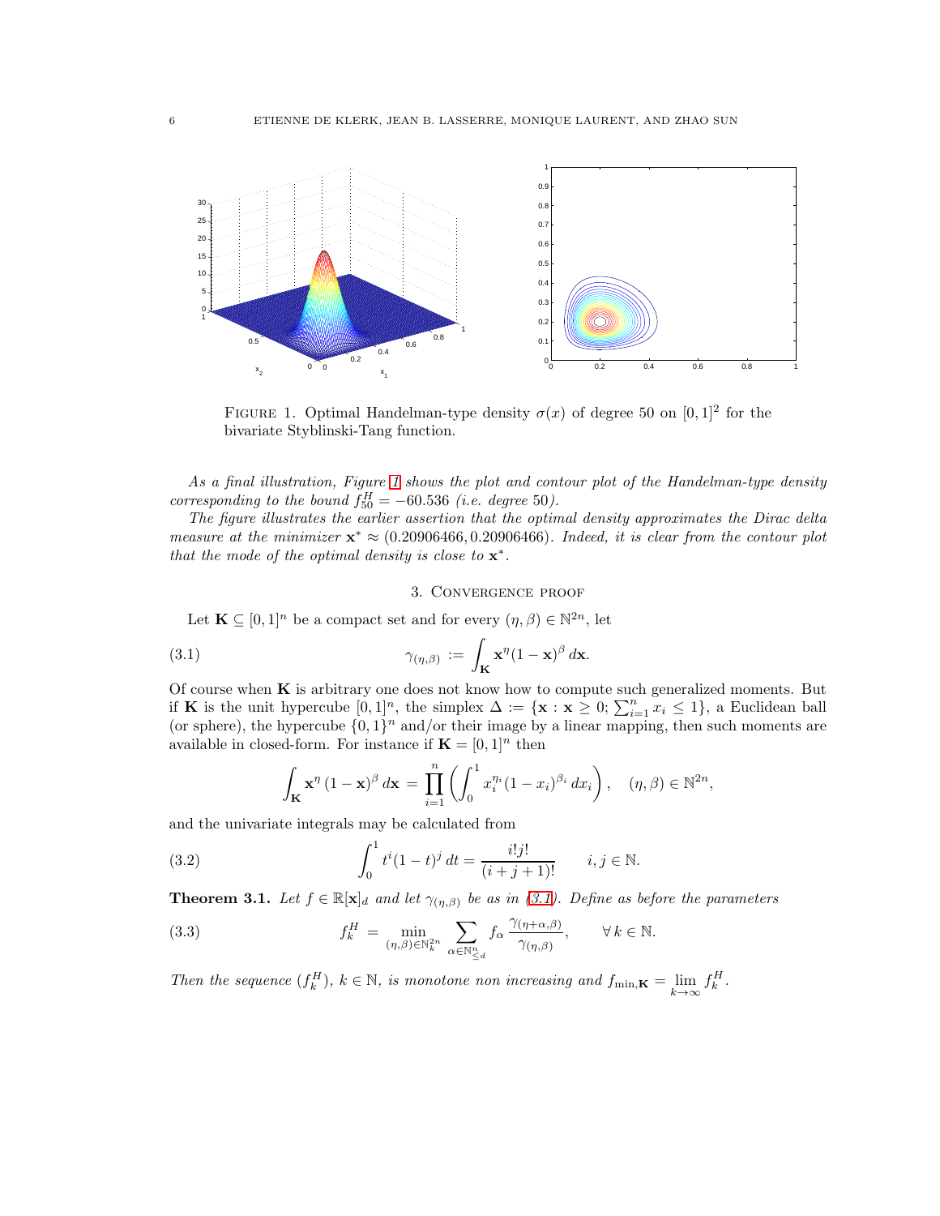FIGURE 1. Optimal Handelman-type density $\sigma(x)$ of degree 50 on $[0,1]^2$ for the bivariate Styblinski-Tang function.

*As a final illustration, Figure 1 shows the plot and contour plot of the Handelman-type density corresponding to the bound $f^H_{50} = -60.536$ (i.e. degree 50).*

*The figure illustrates the earlier assertion that the optimal density approximates the Dirac delta measure at the minimizer $\mathbf{x}^* \approx (0.20906466, 0.20906466)$. Indeed, it is clear from the contour plot that the mode of the optimal density is close to $\mathbf{x}^*$.*

## 3. Convergence proof

Let $\mathbf{K} \subseteq [0,1]^n$ be a compact set and for every $(\eta, \beta) \in \mathbb{N}^{2n}$, let

$$\gamma_{(\eta,\beta)} := \int_{\mathbf{K}} \mathbf{x}^\eta (1-\mathbf{x})^\beta \, d\mathbf{x}. \tag{3.1}$$

Of course when $\mathbf{K}$ is arbitrary one does not know how to compute such generalized moments. But if $\mathbf{K}$ is the unit hypercube $[0,1]^n$, the simplex $\Delta := \{\mathbf{x} : \mathbf{x} \geq 0; \sum_{i=1}^n x_i \leq 1\}$, a Euclidean ball (or sphere), the hypercube $\{0,1\}^n$ and/or their image by a linear mapping, then such moments are available in closed-form. For instance if $\mathbf{K} = [0,1]^n$ then

$$\int_{\mathbf{K}} \mathbf{x}^\eta \, (1-\mathbf{x})^\beta \, d\mathbf{x} = \prod_{i=1}^n \left( \int_0^1 x_i^{\eta_i} (1-x_i)^{\beta_i} \, dx_i \right), \quad (\eta, \beta) \in \mathbb{N}^{2n},$$

and the univariate integrals may be calculated from

$$\int_0^1 t^i (1-t)^j \, dt = \frac{i!j!}{(i+j+1)!} \qquad i, j \in \mathbb{N}. \tag{3.2}$$

**Theorem 3.1.** *Let $f \in \mathbb{R}[\mathbf{x}]_d$ and let $\gamma_{(\eta,\beta)}$ be as in (3.1). Define as before the parameters*

$$f^H_k = \min_{(\eta,\beta)\in\mathbb{N}^{2n}_k} \sum_{\alpha\in\mathbb{N}^n_{\leq d}} f_\alpha \frac{\gamma_{(\eta+\alpha,\beta)}}{\gamma_{(\eta,\beta)}}, \qquad \forall\, k \in \mathbb{N}. \tag{3.3}$$

*Then the sequence $(f^H_k)$, $k \in \mathbb{N}$, is monotone non increasing and $f_{\min,\mathbf{K}} = \lim_{k\to\infty} f^H_k$.*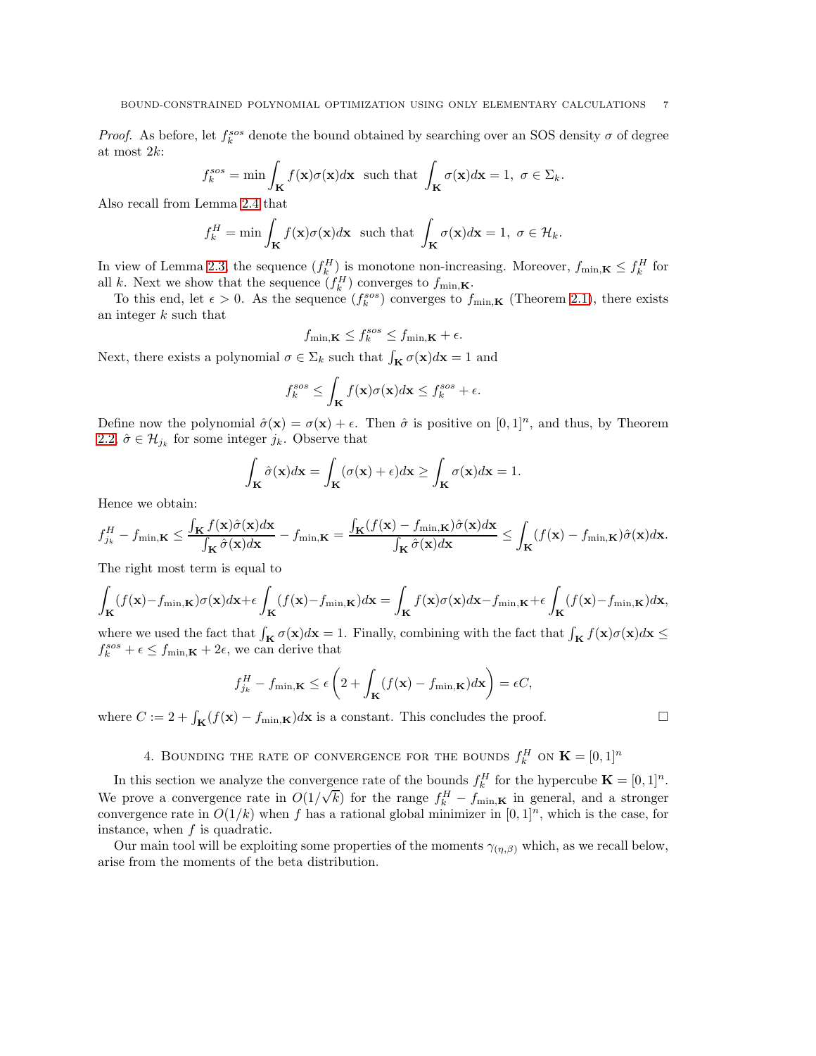*Proof.* As before, let $f_k^{sos}$ denote the bound obtained by searching over an SOS density $\sigma$ of degree at most $2k$:

$$f_k^{sos} = \min \int_{\mathbf{K}} f(\mathbf{x})\sigma(\mathbf{x})d\mathbf{x} \ \text{ such that } \int_{\mathbf{K}} \sigma(\mathbf{x})d\mathbf{x} = 1,\ \sigma \in \Sigma_k.$$

Also recall from Lemma 2.4 that

$$f_k^{H} = \min \int_{\mathbf{K}} f(\mathbf{x})\sigma(\mathbf{x})d\mathbf{x} \ \text{ such that } \int_{\mathbf{K}} \sigma(\mathbf{x})d\mathbf{x} = 1,\ \sigma \in \mathcal{H}_k.$$

In view of Lemma 2.3, the sequence $(f_k^H)$ is monotone non-increasing. Moreover, $f_{\min,\mathbf{K}} \leq f_k^H$ for all $k$. Next we show that the sequence $(f_k^H)$ converges to $f_{\min,\mathbf{K}}$.

To this end, let $\epsilon > 0$. As the sequence $(f_k^{sos})$ converges to $f_{\min,\mathbf{K}}$ (Theorem 2.1), there exists an integer $k$ such that

$$f_{\min,\mathbf{K}} \leq f_k^{sos} \leq f_{\min,\mathbf{K}} + \epsilon.$$

Next, there exists a polynomial $\sigma \in \Sigma_k$ such that $\int_{\mathbf{K}} \sigma(\mathbf{x})d\mathbf{x} = 1$ and

$$f_k^{sos} \leq \int_{\mathbf{K}} f(\mathbf{x})\sigma(\mathbf{x})d\mathbf{x} \leq f_k^{sos} + \epsilon.$$

Define now the polynomial $\hat{\sigma}(\mathbf{x}) = \sigma(\mathbf{x}) + \epsilon$. Then $\hat{\sigma}$ is positive on $[0,1]^n$, and thus, by Theorem 2.2, $\hat{\sigma} \in \mathcal{H}_{j_k}$ for some integer $j_k$. Observe that

$$\int_{\mathbf{K}} \hat{\sigma}(\mathbf{x})d\mathbf{x} = \int_{\mathbf{K}} (\sigma(\mathbf{x}) + \epsilon)d\mathbf{x} \geq \int_{\mathbf{K}} \sigma(\mathbf{x})d\mathbf{x} = 1.$$

Hence we obtain:

$$f_{j_k}^H - f_{\min,\mathbf{K}} \leq \frac{\int_{\mathbf{K}} f(\mathbf{x})\hat{\sigma}(\mathbf{x})d\mathbf{x}}{\int_{\mathbf{K}} \hat{\sigma}(\mathbf{x})d\mathbf{x}} - f_{\min,\mathbf{K}} = \frac{\int_{\mathbf{K}} (f(\mathbf{x}) - f_{\min,\mathbf{K}})\hat{\sigma}(\mathbf{x})d\mathbf{x}}{\int_{\mathbf{K}} \hat{\sigma}(\mathbf{x})d\mathbf{x}} \leq \int_{\mathbf{K}} (f(\mathbf{x}) - f_{\min,\mathbf{K}})\hat{\sigma}(\mathbf{x})d\mathbf{x}.$$

The right most term is equal to

$$\int_{\mathbf{K}} (f(\mathbf{x}) - f_{\min,\mathbf{K}})\sigma(\mathbf{x})d\mathbf{x} + \epsilon \int_{\mathbf{K}} (f(\mathbf{x}) - f_{\min,\mathbf{K}})d\mathbf{x} = \int_{\mathbf{K}} f(\mathbf{x})\sigma(\mathbf{x})d\mathbf{x} - f_{\min,\mathbf{K}} + \epsilon \int_{\mathbf{K}} (f(\mathbf{x}) - f_{\min,\mathbf{K}})d\mathbf{x},$$

where we used the fact that $\int_{\mathbf{K}} \sigma(\mathbf{x})d\mathbf{x} = 1$. Finally, combining with the fact that $\int_{\mathbf{K}} f(\mathbf{x})\sigma(\mathbf{x})d\mathbf{x} \leq f_k^{sos} + \epsilon \leq f_{\min,\mathbf{K}} + 2\epsilon$, we can derive that

$$f_{j_k}^H - f_{\min,\mathbf{K}} \leq \epsilon \left( 2 + \int_{\mathbf{K}} (f(\mathbf{x}) - f_{\min,\mathbf{K}})d\mathbf{x} \right) = \epsilon C,$$

where $C := 2 + \int_{\mathbf{K}} (f(\mathbf{x}) - f_{\min,\mathbf{K}})d\mathbf{x}$ is a constant. This concludes the proof. $\square$

## 4. Bounding the rate of convergence for the bounds $f_k^H$ on $\mathbf{K} = [0,1]^n$

In this section we analyze the convergence rate of the bounds $f_k^H$ for the hypercube $\mathbf{K} = [0,1]^n$. We prove a convergence rate in $O(1/\sqrt{k})$ for the range $f_k^H - f_{\min,\mathbf{K}}$ in general, and a stronger convergence rate in $O(1/k)$ when $f$ has a rational global minimizer in $[0,1]^n$, which is the case, for instance, when $f$ is quadratic.

Our main tool will be exploiting some properties of the moments $\gamma_{(\eta,\beta)}$ which, as we recall below, arise from the moments of the beta distribution.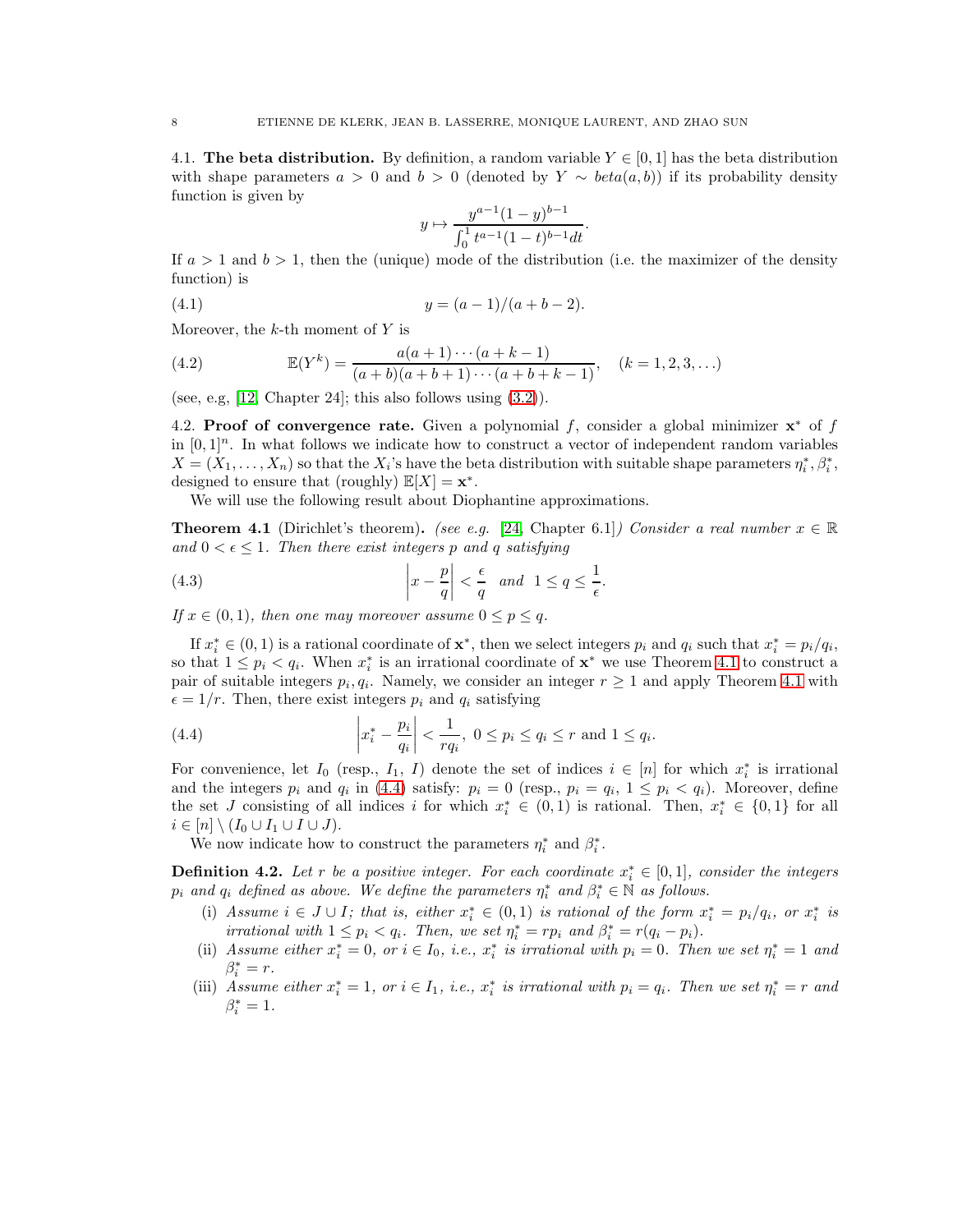### 4.1. The beta distribution.

By definition, a random variable $Y \in [0,1]$ has the beta distribution with shape parameters $a > 0$ and $b > 0$ (denoted by $Y \sim beta(a,b)$) if its probability density function is given by

$$y \mapsto \frac{y^{a-1}(1-y)^{b-1}}{\int_0^1 t^{a-1}(1-t)^{b-1}dt}.$$

If $a > 1$ and $b > 1$, then the (unique) mode of the distribution (i.e. the maximizer of the density function) is

$$y = (a-1)/(a+b-2). \tag{4.1}$$

Moreover, the $k$-th moment of $Y$ is

$$\mathbb{E}(Y^k) = \frac{a(a+1)\cdots(a+k-1)}{(a+b)(a+b+1)\cdots(a+b+k-1)}, \quad (k = 1,2,3,\ldots) \tag{4.2}$$

(see, e.g, [12, Chapter 24]; this also follows using (3.2)).

### 4.2. Proof of convergence rate.

Given a polynomial $f$, consider a global minimizer $\mathbf{x}^*$ of $f$ in $[0,1]^n$. In what follows we indicate how to construct a vector of independent random variables $X = (X_1, \ldots, X_n)$ so that the $X_i$'s have the beta distribution with suitable shape parameters $\eta_i^*, \beta_i^*$, designed to ensure that (roughly) $\mathbb{E}[X] = \mathbf{x}^*$.

We will use the following result about Diophantine approximations.

**Theorem 4.1** (Dirichlet's theorem). *(see e.g. [24, Chapter 6.1]) Consider a real number $x \in \mathbb{R}$ and $0 < \epsilon \leq 1$. Then there exist integers $p$ and $q$ satisfying*

$$\left| x - \frac{p}{q} \right| < \frac{\epsilon}{q} \quad \text{and} \quad 1 \leq q \leq \frac{1}{\epsilon}. \tag{4.3}$$

*If $x \in (0,1)$, then one may moreover assume $0 \leq p \leq q$.*

If $x_i^* \in (0,1)$ is a rational coordinate of $\mathbf{x}^*$, then we select integers $p_i$ and $q_i$ such that $x_i^* = p_i/q_i$, so that $1 \leq p_i < q_i$. When $x_i^*$ is an irrational coordinate of $\mathbf{x}^*$ we use Theorem 4.1 to construct a pair of suitable integers $p_i, q_i$. Namely, we consider an integer $r \geq 1$ and apply Theorem 4.1 with $\epsilon = 1/r$. Then, there exist integers $p_i$ and $q_i$ satisfying

$$\left| x_i^* - \frac{p_i}{q_i} \right| < \frac{1}{rq_i}, \; 0 \leq p_i \leq q_i \leq r \text{ and } 1 \leq q_i. \tag{4.4}$$

For convenience, let $I_0$ (resp., $I_1$, $I$) denote the set of indices $i \in [n]$ for which $x_i^*$ is irrational and the integers $p_i$ and $q_i$ in (4.4) satisfy: $p_i = 0$ (resp., $p_i = q_i$, $1 \leq p_i < q_i$). Moreover, define the set $J$ consisting of all indices $i$ for which $x_i^* \in (0,1)$ is rational. Then, $x_i^* \in \{0,1\}$ for all $i \in [n] \setminus (I_0 \cup I_1 \cup I \cup J)$.

We now indicate how to construct the parameters $\eta_i^*$ and $\beta_i^*$.

**Definition 4.2.** *Let $r$ be a positive integer. For each coordinate $x_i^* \in [0,1]$, consider the integers $p_i$ and $q_i$ defined as above. We define the parameters $\eta_i^*$ and $\beta_i^* \in \mathbb{N}$ as follows.*

- (i) *Assume $i \in J \cup I$; that is, either $x_i^* \in (0,1)$ is rational of the form $x_i^* = p_i/q_i$, or $x_i^*$ is irrational with $1 \leq p_i < q_i$. Then, we set $\eta_i^* = rp_i$ and $\beta_i^* = r(q_i - p_i)$.*
- (ii) *Assume either $x_i^* = 0$, or $i \in I_0$, i.e., $x_i^*$ is irrational with $p_i = 0$. Then we set $\eta_i^* = 1$ and $\beta_i^* = r$.*
- (iii) *Assume either $x_i^* = 1$, or $i \in I_1$, i.e., $x_i^*$ is irrational with $p_i = q_i$. Then we set $\eta_i^* = r$ and $\beta_i^* = 1$.*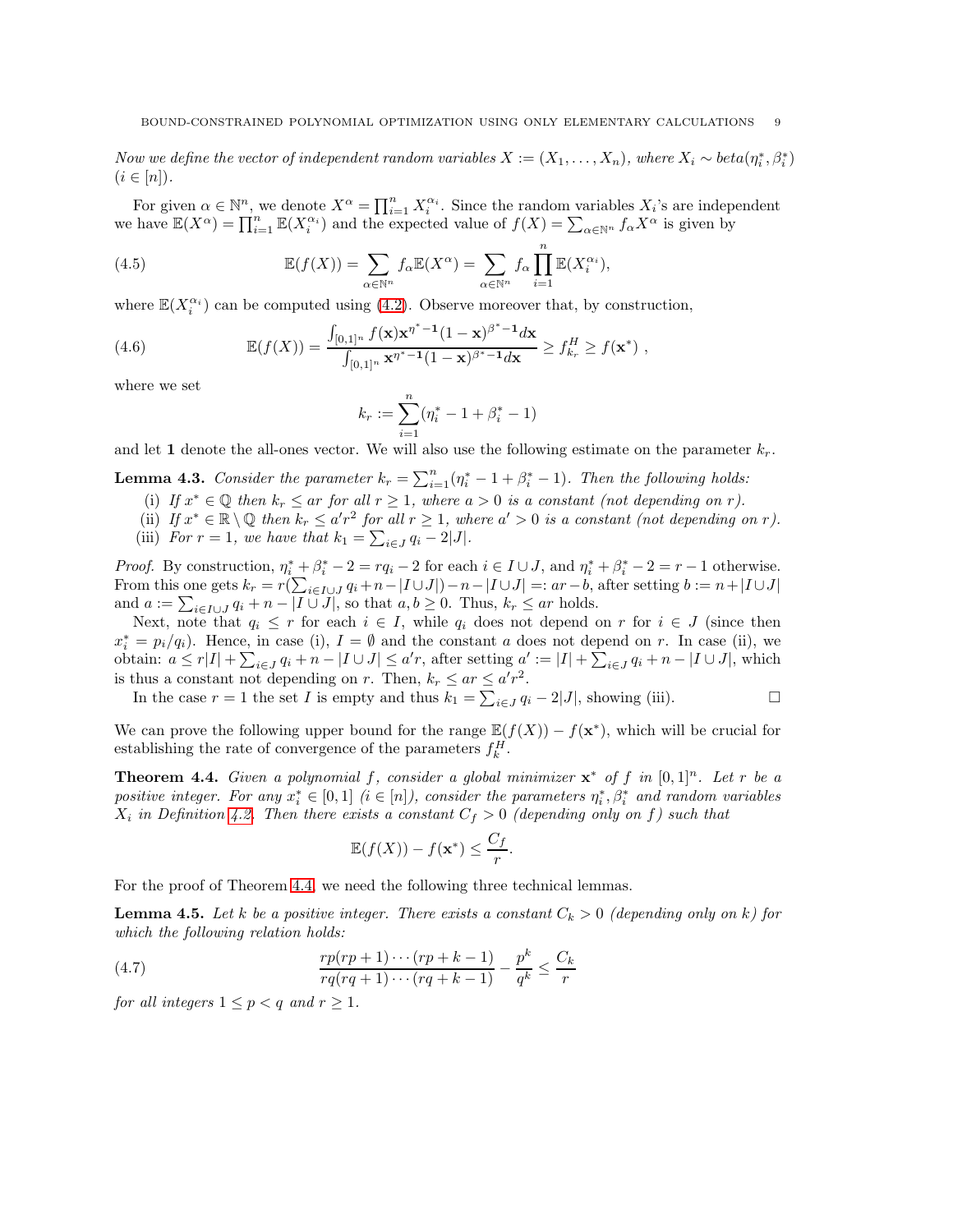*Now we define the vector of independent random variables $X := (X_1, \ldots, X_n)$, where $X_i \sim beta(\eta_i^*, \beta_i^*)$ $(i \in [n])$.*

For given $\alpha \in \mathbb{N}^n$, we denote $X^\alpha = \prod_{i=1}^n X_i^{\alpha_i}$. Since the random variables $X_i$'s are independent we have $\mathbb{E}(X^\alpha) = \prod_{i=1}^n \mathbb{E}(X_i^{\alpha_i})$ and the expected value of $f(X) = \sum_{\alpha \in \mathbb{N}^n} f_\alpha X^\alpha$ is given by

$$\mathbb{E}(f(X)) = \sum_{\alpha \in \mathbb{N}^n} f_\alpha \mathbb{E}(X^\alpha) = \sum_{\alpha \in \mathbb{N}^n} f_\alpha \prod_{i=1}^n \mathbb{E}(X_i^{\alpha_i}), \tag{4.5}$$

where $\mathbb{E}(X_i^{\alpha_i})$ can be computed using (4.2). Observe moreover that, by construction,

$$\mathbb{E}(f(X)) = \frac{\int_{[0,1]^n} f(\mathbf{x}) \mathbf{x}^{\eta^* - \mathbf{1}} (1 - \mathbf{x})^{\beta^* - \mathbf{1}} d\mathbf{x}}{\int_{[0,1]^n} \mathbf{x}^{\eta^* - \mathbf{1}} (1 - \mathbf{x})^{\beta^* - \mathbf{1}} d\mathbf{x}} \geq f_{k_r}^H \geq f(\mathbf{x}^*) \ , \tag{4.6}$$

where we set

$$k_r := \sum_{i=1}^n (\eta_i^* - 1 + \beta_i^* - 1)$$

and let $\mathbf{1}$ denote the all-ones vector. We will also use the following estimate on the parameter $k_r$.

**Lemma 4.3.** *Consider the parameter $k_r = \sum_{i=1}^n (\eta_i^* - 1 + \beta_i^* - 1)$. Then the following holds:*

(i) *If $x^* \in \mathbb{Q}$ then $k_r \leq ar$ for all $r \geq 1$, where $a > 0$ is a constant (not depending on $r$).*
(ii) *If $x^* \in \mathbb{R} \setminus \mathbb{Q}$ then $k_r \leq a' r^2$ for all $r \geq 1$, where $a' > 0$ is a constant (not depending on $r$).*
(iii) *For $r = 1$, we have that $k_1 = \sum_{i \in J} q_i - 2|J|$.*

*Proof.* By construction, $\eta_i^* + \beta_i^* - 2 = rq_i - 2$ for each $i \in I \cup J$, and $\eta_i^* + \beta_i^* - 2 = r - 1$ otherwise. From this one gets $k_r = r(\sum_{i \in I \cup J} q_i + n - |I \cup J|) - n - |I \cup J| =: ar - b$, after setting $b := n + |I \cup J|$ and $a := \sum_{i \in I \cup J} q_i + n - |I \cup J|$, so that $a, b \geq 0$. Thus, $k_r \leq ar$ holds.

Next, note that $q_i \leq r$ for each $i \in I$, while $q_i$ does not depend on $r$ for $i \in J$ (since then $x_i^* = p_i/q_i$). Hence, in case (i), $I = \emptyset$ and the constant $a$ does not depend on $r$. In case (ii), we obtain: $a \leq r|I| + \sum_{i \in J} q_i + n - |I \cup J| \leq a' r$, after setting $a' := |I| + \sum_{i \in J} q_i + n - |I \cup J|$, which is thus a constant not depending on $r$. Then, $k_r \leq ar \leq a' r^2$.

In the case $r = 1$ the set $I$ is empty and thus $k_1 = \sum_{i \in J} q_i - 2|J|$, showing (iii). $\square$

We can prove the following upper bound for the range $\mathbb{E}(f(X)) - f(\mathbf{x}^*)$, which will be crucial for establishing the rate of convergence of the parameters $f_k^H$.

**Theorem 4.4.** *Given a polynomial $f$, consider a global minimizer $\mathbf{x}^*$ of $f$ in $[0,1]^n$. Let $r$ be a positive integer. For any $x_i^* \in [0,1]$ $(i \in [n])$, consider the parameters $\eta_i^*, \beta_i^*$ and random variables $X_i$ in Definition 4.2. Then there exists a constant $C_f > 0$ (depending only on $f$) such that*

$$\mathbb{E}(f(X)) - f(\mathbf{x}^*) \leq \frac{C_f}{r}.$$

For the proof of Theorem 4.4, we need the following three technical lemmas.

**Lemma 4.5.** *Let $k$ be a positive integer. There exists a constant $C_k > 0$ (depending only on $k$) for which the following relation holds:*

$$\frac{rp(rp+1)\cdots(rp+k-1)}{rq(rq+1)\cdots(rq+k-1)} - \frac{p^k}{q^k} \leq \frac{C_k}{r} \tag{4.7}$$

*for all integers $1 \leq p < q$ and $r \geq 1$.*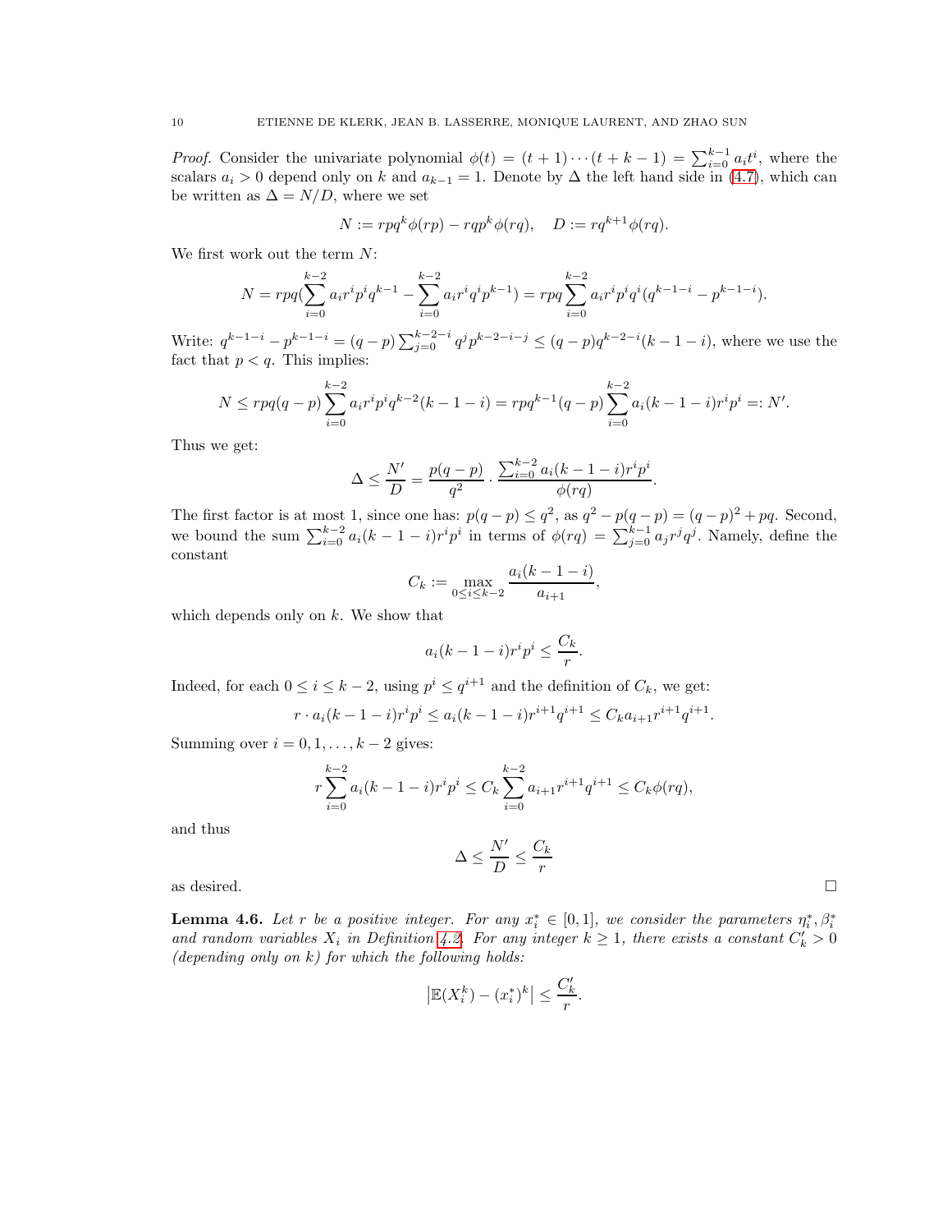*Proof.* Consider the univariate polynomial $\phi(t) = (t+1)\cdots(t+k-1) = \sum_{i=0}^{k-1} a_i t^i$, where the scalars $a_i > 0$ depend only on $k$ and $a_{k-1} = 1$. Denote by $\Delta$ the left hand side in (4.7), which can be written as $\Delta = N/D$, where we set

$$N := rpq^k\phi(rp) - rqp^k\phi(rq), \quad D := rq^{k+1}\phi(rq).$$

We first work out the term $N$:

$$N = rpq(\sum_{i=0}^{k-2} a_i r^i p^i q^{k-1} - \sum_{i=0}^{k-2} a_i r^i q^i p^{k-1}) = rpq\sum_{i=0}^{k-2} a_i r^i p^i q^i (q^{k-1-i} - p^{k-1-i}).$$

Write: $q^{k-1-i} - p^{k-1-i} = (q-p)\sum_{j=0}^{k-2-i} q^j p^{k-2-i-j} \le (q-p)q^{k-2-i}(k-1-i)$, where we use the fact that $p < q$. This implies:

$$N \le rpq(q-p)\sum_{i=0}^{k-2} a_i r^i p^i q^{k-2}(k-1-i) = rpq^{k-1}(q-p)\sum_{i=0}^{k-2} a_i(k-1-i)r^i p^i =: N'.$$

Thus we get:

$$\Delta \le \frac{N'}{D} = \frac{p(q-p)}{q^2}\cdot\frac{\sum_{i=0}^{k-2} a_i(k-1-i)r^i p^i}{\phi(rq)}.$$

The first factor is at most 1, since one has: $p(q-p) \le q^2$, as $q^2 - p(q-p) = (q-p)^2 + pq$. Second, we bound the sum $\sum_{i=0}^{k-2} a_i(k-1-i)r^i p^i$ in terms of $\phi(rq) = \sum_{j=0}^{k-1} a_j r^j q^j$. Namely, define the constant

$$C_k := \max_{0\le i\le k-2} \frac{a_i(k-1-i)}{a_{i+1}},$$

which depends only on $k$. We show that

$$a_i(k-1-i)r^i p^i \le \frac{C_k}{r}.$$

Indeed, for each $0 \le i \le k-2$, using $p^i \le q^{i+1}$ and the definition of $C_k$, we get:

$$r\cdot a_i(k-1-i)r^i p^i \le a_i(k-1-i)r^{i+1}q^{i+1} \le C_k a_{i+1} r^{i+1} q^{i+1}.$$

Summing over $i = 0, 1, \ldots, k-2$ gives:

$$r\sum_{i=0}^{k-2} a_i(k-1-i)r^i p^i \le C_k \sum_{i=0}^{k-2} a_{i+1} r^{i+1} q^{i+1} \le C_k \phi(rq),$$

and thus

$$\Delta \le \frac{N'}{D} \le \frac{C_k}{r}$$

as desired. $\square$

**Lemma 4.6.** *Let $r$ be a positive integer. For any $x_i^* \in [0,1]$, we consider the parameters $\eta_i^*, \beta_i^*$ and random variables $X_i$ in Definition 4.2. For any integer $k \ge 1$, there exists a constant $C_k' > 0$ (depending only on $k$) for which the following holds:*

$$\left|\mathbb{E}(X_i^k) - (x_i^*)^k\right| \le \frac{C_k'}{r}.$$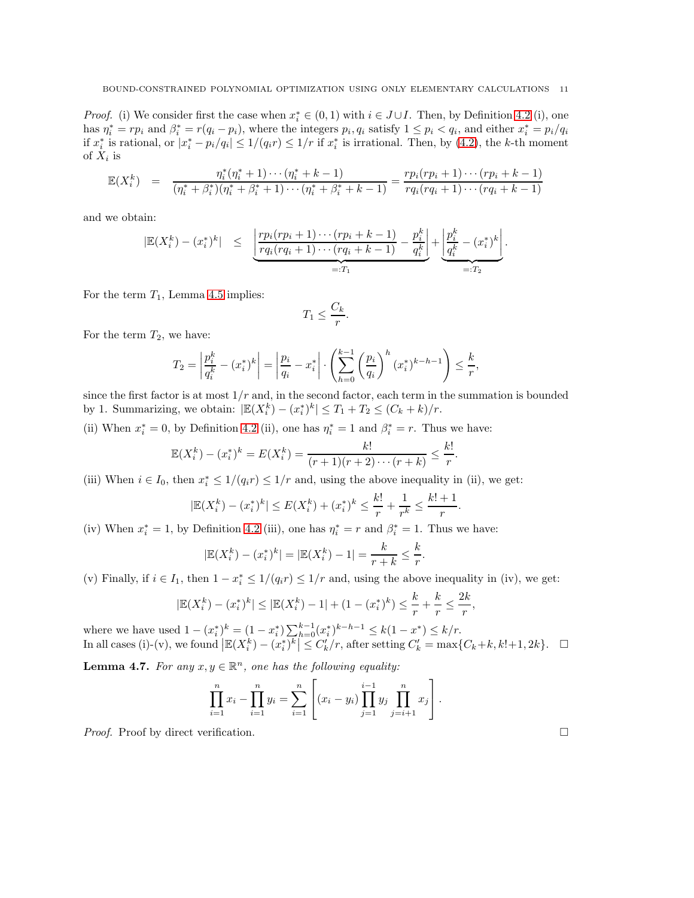*Proof.* (i) We consider first the case when $x_i^* \in (0,1)$ with $i \in J \cup I$. Then, by Definition 4.2 (i), one has $\eta_i^* = rp_i$ and $\beta_i^* = r(q_i - p_i)$, where the integers $p_i, q_i$ satisfy $1 \le p_i < q_i$, and either $x_i^* = p_i/q_i$ if $x_i^*$ is rational, or $|x_i^* - p_i/q_i| \le 1/(q_i r) \le 1/r$ if $x_i^*$ is irrational. Then, by (4.2), the $k$-th moment of $X_i$ is

$$\mathbb{E}(X_i^k) \;\; = \;\; \frac{\eta_i^*(\eta_i^*+1)\cdots(\eta_i^*+k-1)}{(\eta_i^*+\beta_i^*)(\eta_i^*+\beta_i^*+1)\cdots(\eta_i^*+\beta_i^*+k-1)} = \frac{rp_i(rp_i+1)\cdots(rp_i+k-1)}{rq_i(rq_i+1)\cdots(rq_i+k-1)}$$

and we obtain:

$$|\mathbb{E}(X_i^k) - (x_i^*)^k| \;\; \le \;\; \underbrace{\left| \frac{rp_i(rp_i+1)\cdots(rp_i+k-1)}{rq_i(rq_i+1)\cdots(rq_i+k-1)} - \frac{p_i^k}{q_i^k} \right|}_{=:T_1} + \underbrace{\left| \frac{p_i^k}{q_i^k} - (x_i^*)^k \right|}_{=:T_2}.$$

For the term $T_1$, Lemma 4.5 implies:

$$T_1 \le \frac{C_k}{r}.$$

For the term $T_2$, we have:

$$T_2 = \left| \frac{p_i^k}{q_i^k} - (x_i^*)^k \right| = \left| \frac{p_i}{q_i} - x_i^* \right| \cdot \left( \sum_{h=0}^{k-1} \left(\frac{p_i}{q_i}\right)^h (x_i^*)^{k-h-1} \right) \le \frac{k}{r},$$

since the first factor is at most $1/r$ and, in the second factor, each term in the summation is bounded by 1. Summarizing, we obtain: $|\mathbb{E}(X_i^k) - (x_i^*)^k| \le T_1 + T_2 \le (C_k + k)/r$.

(ii) When $x_i^* = 0$, by Definition 4.2 (ii), one has $\eta_i^* = 1$ and $\beta_i^* = r$. Thus we have:

$$\mathbb{E}(X_i^k) - (x_i^*)^k = E(X_i^k) = \frac{k!}{(r+1)(r+2)\cdots(r+k)} \le \frac{k!}{r}.$$

(iii) When $i \in I_0$, then $x_i^* \le 1/(q_i r) \le 1/r$ and, using the above inequality in (ii), we get:

$$|\mathbb{E}(X_i^k) - (x_i^*)^k| \le E(X_i^k) + (x_i^*)^k \le \frac{k!}{r} + \frac{1}{r^k} \le \frac{k!+1}{r}.$$

(iv) When $x_i^* = 1$, by Definition 4.2 (iii), one has $\eta_i^* = r$ and $\beta_i^* = 1$. Thus we have:

$$|\mathbb{E}(X_i^k) - (x_i^*)^k| = |\mathbb{E}(X_i^k) - 1| = \frac{k}{r+k} \le \frac{k}{r}.$$

(v) Finally, if $i \in I_1$, then $1 - x_i^* \le 1/(q_i r) \le 1/r$ and, using the above inequality in (iv), we get:

$$|\mathbb{E}(X_i^k) - (x_i^*)^k| \le |\mathbb{E}(X_i^k) - 1| + (1 - (x_i^*)^k) \le \frac{k}{r} + \frac{k}{r} \le \frac{2k}{r},$$

where we have used $1 - (x_i^*)^k = (1 - x_i^*) \sum_{h=0}^{k-1} (x_i^*)^{k-h-1} \le k(1 - x^*) \le k/r$.
In all cases (i)-(v), we found $\left|\mathbb{E}(X_i^k) - (x_i^*)^k\right| \le C_k'/r$, after setting $C_k' = \max\{C_k + k, k! + 1, 2k\}$. $\square$

**Lemma 4.7.** *For any $x, y \in \mathbb{R}^n$, one has the following equality:*

$$\prod_{i=1}^n x_i - \prod_{i=1}^n y_i = \sum_{i=1}^n \left[ (x_i - y_i) \prod_{j=1}^{i-1} y_j \prod_{j=i+1}^n x_j \right].$$

*Proof.* Proof by direct verification. $\square$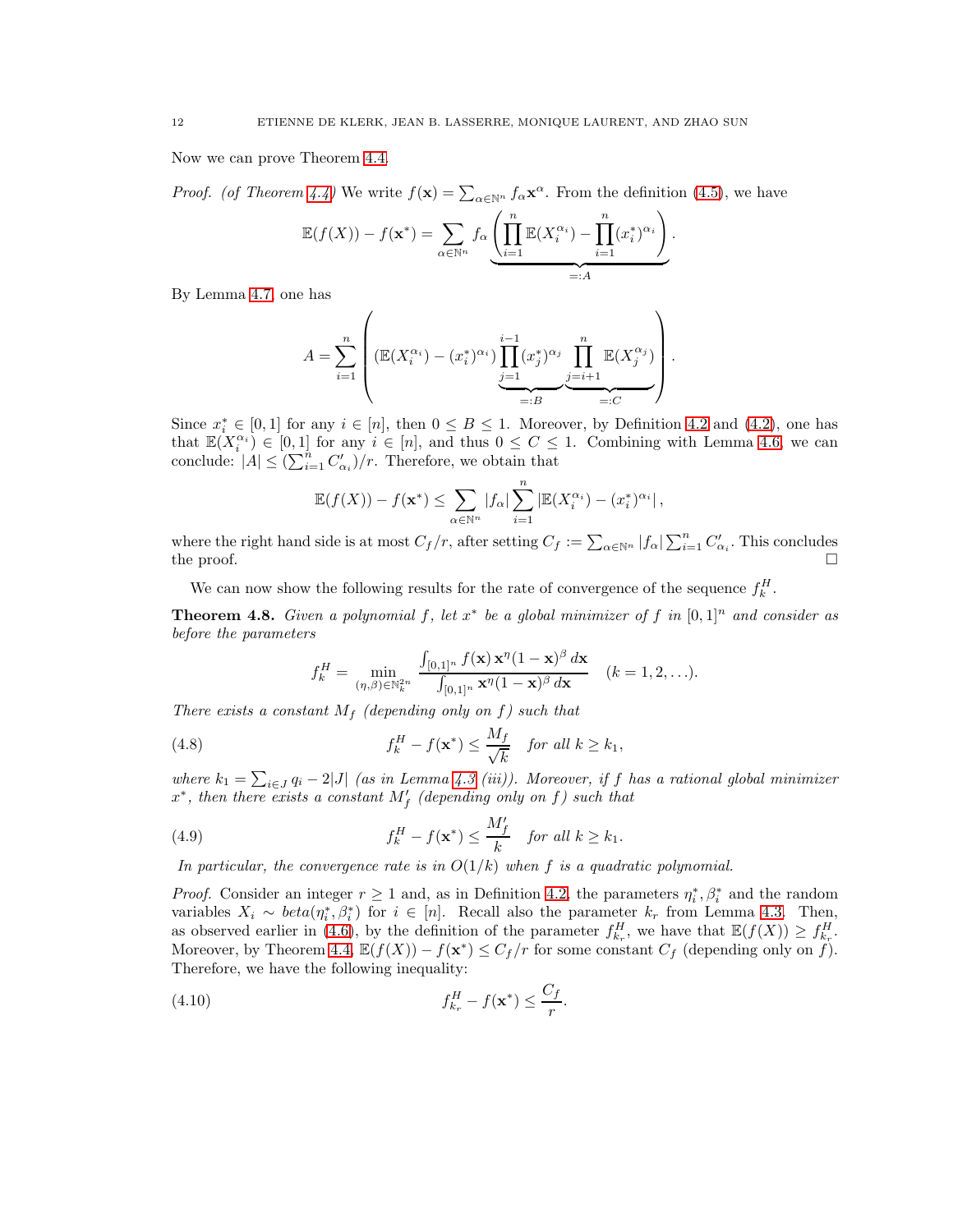Now we can prove Theorem 4.4.

*Proof. (of Theorem 4.4)* We write $f(\mathbf{x}) = \sum_{\alpha\in\mathbb{N}^n} f_\alpha \mathbf{x}^\alpha$. From the definition (4.5), we have

$$\mathbb{E}(f(X)) - f(\mathbf{x}^*) = \sum_{\alpha\in\mathbb{N}^n} f_\alpha \underbrace{\left(\prod_{i=1}^n \mathbb{E}(X_i^{\alpha_i}) - \prod_{i=1}^n (x_i^*)^{\alpha_i}\right)}_{=:A}.$$

By Lemma 4.7, one has

$$A = \sum_{i=1}^n \left( (\mathbb{E}(X_i^{\alpha_i}) - (x_i^*)^{\alpha_i}) \underbrace{\prod_{j=1}^{i-1} (x_j^*)^{\alpha_j}}_{=:B} \underbrace{\prod_{j=i+1}^{n} \mathbb{E}(X_j^{\alpha_j})}_{=:C} \right).$$

Since $x_i^* \in [0,1]$ for any $i \in [n]$, then $0 \le B \le 1$. Moreover, by Definition 4.2 and (4.2), one has that $\mathbb{E}(X_i^{\alpha_i}) \in [0,1]$ for any $i \in [n]$, and thus $0 \le C \le 1$. Combining with Lemma 4.6, we can conclude: $|A| \le (\sum_{i=1}^n C'_{\alpha_i})/r$. Therefore, we obtain that

$$\mathbb{E}(f(X)) - f(\mathbf{x}^*) \le \sum_{\alpha\in\mathbb{N}^n} |f_\alpha| \sum_{i=1}^n \left| \mathbb{E}(X_i^{\alpha_i}) - (x_i^*)^{\alpha_i} \right|,$$

where the right hand side is at most $C_f/r$, after setting $C_f := \sum_{\alpha\in\mathbb{N}^n} |f_\alpha| \sum_{i=1}^n C'_{\alpha_i}$. This concludes the proof. $\square$

We can now show the following results for the rate of convergence of the sequence $f_k^H$.

**Theorem 4.8.** *Given a polynomial $f$, let $x^*$ be a global minimizer of $f$ in $[0,1]^n$ and consider as before the parameters*

$$f_k^H = \min_{(\eta,\beta)\in\mathbb{N}_k^{2n}} \frac{\int_{[0,1]^n} f(\mathbf{x})\, \mathbf{x}^\eta (1-\mathbf{x})^\beta \, d\mathbf{x}}{\int_{[0,1]^n} \mathbf{x}^\eta (1-\mathbf{x})^\beta \, d\mathbf{x}} \quad (k = 1, 2, \ldots).$$

*There exists a constant $M_f$ (depending only on $f$) such that*

$$f_k^H - f(\mathbf{x}^*) \le \frac{M_f}{\sqrt{k}} \quad \text{for all } k \ge k_1, \tag{4.8}$$

*where $k_1 = \sum_{i\in J} q_i - 2|J|$ (as in Lemma 4.3 (iii)). Moreover, if $f$ has a rational global minimizer $x^*$, then there exists a constant $M'_f$ (depending only on $f$) such that*

$$f_k^H - f(\mathbf{x}^*) \le \frac{M'_f}{k} \quad \text{for all } k \ge k_1. \tag{4.9}$$

*In particular, the convergence rate is in $O(1/k)$ when $f$ is a quadratic polynomial.*

*Proof.* Consider an integer $r \ge 1$ and, as in Definition 4.2, the parameters $\eta_i^*, \beta_i^*$ and the random variables $X_i \sim beta(\eta_i^*, \beta_i^*)$ for $i \in [n]$. Recall also the parameter $k_r$ from Lemma 4.3. Then, as observed earlier in (4.6), by the definition of the parameter $f_{k_r}^H$, we have that $\mathbb{E}(f(X)) \ge f_{k_r}^H$. Moreover, by Theorem 4.4, $\mathbb{E}(f(X)) - f(\mathbf{x}^*) \le C_f/r$ for some constant $C_f$ (depending only on $f$). Therefore, we have the following inequality:

$$f_{k_r}^H - f(\mathbf{x}^*) \le \frac{C_f}{r}. \tag{4.10}$$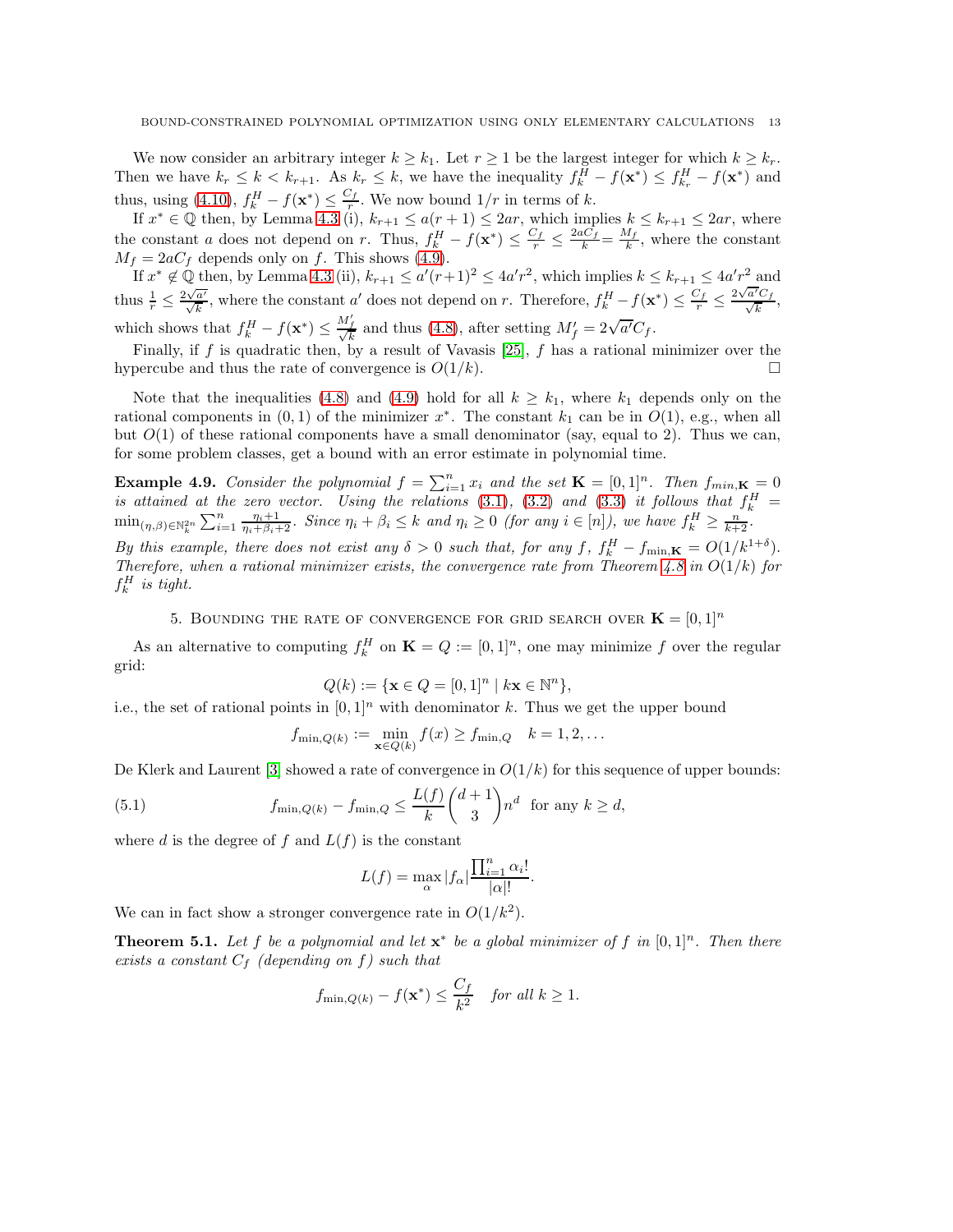We now consider an arbitrary integer $k \geq k_1$. Let $r \geq 1$ be the largest integer for which $k \geq k_r$. Then we have $k_r \leq k < k_{r+1}$. As $k_r \leq k$, we have the inequality $f_k^H - f(\mathbf{x}^*) \leq f_{k_r}^H - f(\mathbf{x}^*)$ and thus, using (4.10), $f_k^H - f(\mathbf{x}^*) \leq \frac{C_f}{r}$. We now bound $1/r$ in terms of $k$.

If $x^* \in \mathbb{Q}$ then, by Lemma 4.3 (i), $k_{r+1} \leq a(r+1) \leq 2ar$, which implies $k \leq k_{r+1} \leq 2ar$, where the constant $a$ does not depend on $r$. Thus, $f_k^H - f(\mathbf{x}^*) \leq \frac{C_f}{r} \leq \frac{2aC_f}{k} = \frac{M_f}{k}$, where the constant $M_f = 2aC_f$ depends only on $f$. This shows (4.9).

If $x^* \notin \mathbb{Q}$ then, by Lemma 4.3 (ii), $k_{r+1} \leq a'(r+1)^2 \leq 4a'r^2$, which implies $k \leq k_{r+1} \leq 4a'r^2$ and thus $\frac{1}{r} \leq \frac{2\sqrt{a'}}{\sqrt{k}}$, where the constant $a'$ does not depend on $r$. Therefore, $f_k^H - f(\mathbf{x}^*) \leq \frac{C_f}{r} \leq \frac{2\sqrt{a'}C_f}{\sqrt{k}}$, which shows that $f_k^H - f(\mathbf{x}^*) \leq \frac{M_f'}{\sqrt{k}}$ and thus (4.8), after setting $M_f' = 2\sqrt{a'}C_f$.

Finally, if $f$ is quadratic then, by a result of Vavasis [25], $f$ has a rational minimizer over the hypercube and thus the rate of convergence is $O(1/k)$. $\square$

Note that the inequalities (4.8) and (4.9) hold for all $k \geq k_1$, where $k_1$ depends only on the rational components in $(0,1)$ of the minimizer $x^*$. The constant $k_1$ can be in $O(1)$, e.g., when all but $O(1)$ of these rational components have a small denominator (say, equal to 2). Thus we can, for some problem classes, get a bound with an error estimate in polynomial time.

**Example 4.9.** *Consider the polynomial $f = \sum_{i=1}^n x_i$ and the set $\mathbf{K} = [0,1]^n$. Then $f_{min,\mathbf{K}} = 0$ is attained at the zero vector. Using the relations (3.1), (3.2) and (3.3) it follows that $f_k^H = \min_{(\eta,\beta)\in\mathbb{N}_k^{2n}} \sum_{i=1}^n \frac{\eta_i+1}{\eta_i+\beta_i+2}$. Since $\eta_i + \beta_i \leq k$ and $\eta_i \geq 0$ (for any $i \in [n]$), we have $f_k^H \geq \frac{n}{k+2}$.*
*By this example, there does not exist any $\delta > 0$ such that, for any $f$, $f_k^H - f_{\min,\mathbf{K}} = O(1/k^{1+\delta})$. Therefore, when a rational minimizer exists, the convergence rate from Theorem 4.8 in $O(1/k)$ for $f_k^H$ is tight.*

## 5. Bounding the rate of convergence for grid search over $\mathbf{K} = [0,1]^n$

As an alternative to computing $f_k^H$ on $\mathbf{K} = Q := [0,1]^n$, one may minimize $f$ over the regular grid:

$$Q(k) := \{\mathbf{x} \in Q = [0,1]^n \mid k\mathbf{x} \in \mathbb{N}^n\},$$

i.e., the set of rational points in $[0,1]^n$ with denominator $k$. Thus we get the upper bound

$$f_{\min,Q(k)} := \min_{\mathbf{x}\in Q(k)} f(x) \geq f_{\min,Q} \quad k = 1, 2, \ldots$$

De Klerk and Laurent [3] showed a rate of convergence in $O(1/k)$ for this sequence of upper bounds:

$$f_{\min,Q(k)} - f_{\min,Q} \leq \frac{L(f)}{k}\binom{d+1}{3}n^d \text{ for any } k \geq d, \tag{5.1}$$

where $d$ is the degree of $f$ and $L(f)$ is the constant

$$L(f) = \max_\alpha |f_\alpha| \frac{\prod_{i=1}^n \alpha_i!}{|\alpha|!}.$$

We can in fact show a stronger convergence rate in $O(1/k^2)$.

**Theorem 5.1.** *Let $f$ be a polynomial and let $\mathbf{x}^*$ be a global minimizer of $f$ in $[0,1]^n$. Then there exists a constant $C_f$ (depending on $f$) such that*

$$f_{\min,Q(k)} - f(\mathbf{x}^*) \leq \frac{C_f}{k^2} \quad \text{for all } k \geq 1.$$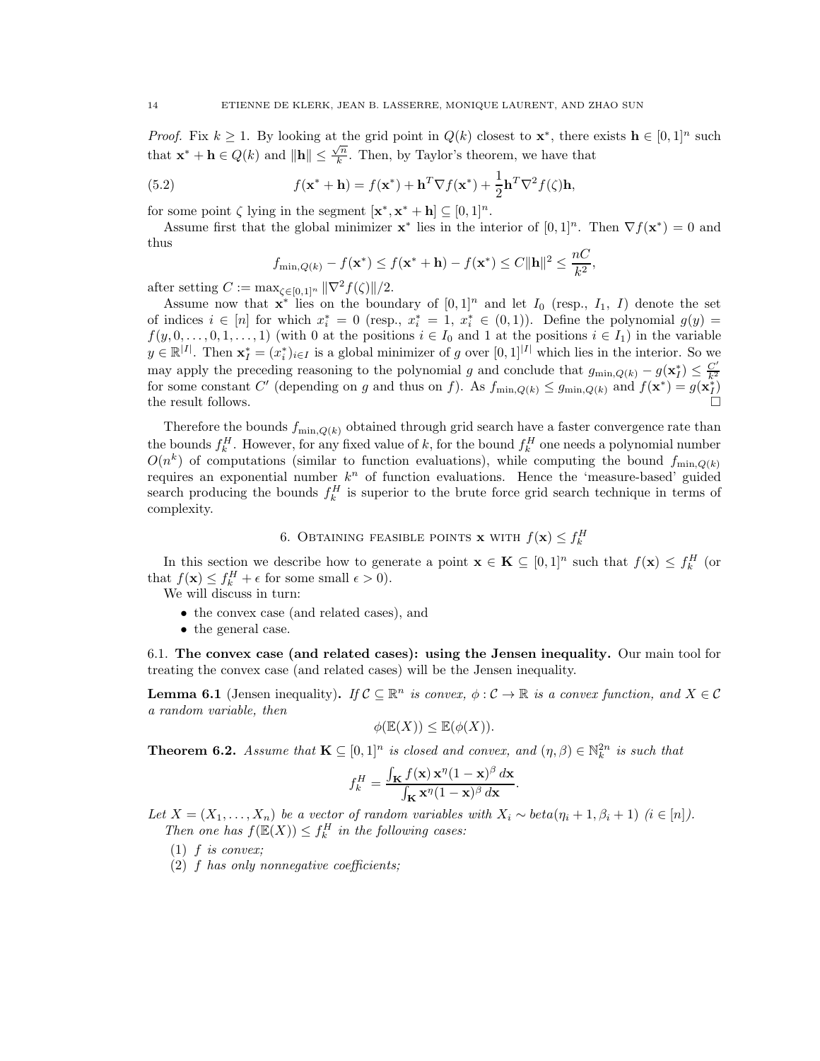*Proof.* Fix $k \geq 1$. By looking at the grid point in $Q(k)$ closest to $\mathbf{x}^*$, there exists $\mathbf{h} \in [0,1]^n$ such that $\mathbf{x}^* + \mathbf{h} \in Q(k)$ and $\|\mathbf{h}\| \leq \frac{\sqrt{n}}{k}$. Then, by Taylor's theorem, we have that

$$f(\mathbf{x}^* + \mathbf{h}) = f(\mathbf{x}^*) + \mathbf{h}^T \nabla f(\mathbf{x}^*) + \frac{1}{2}\mathbf{h}^T \nabla^2 f(\zeta)\mathbf{h}, \tag{5.2}$$

for some point $\zeta$ lying in the segment $[\mathbf{x}^*, \mathbf{x}^* + \mathbf{h}] \subseteq [0,1]^n$.

Assume first that the global minimizer $\mathbf{x}^*$ lies in the interior of $[0,1]^n$. Then $\nabla f(\mathbf{x}^*) = 0$ and thus

$$f_{\min,Q(k)} - f(\mathbf{x}^*) \leq f(\mathbf{x}^* + \mathbf{h}) - f(\mathbf{x}^*) \leq C\|\mathbf{h}\|^2 \leq \frac{nC}{k^2},$$

after setting $C := \max_{\zeta \in [0,1]^n} \|\nabla^2 f(\zeta)\|/2$.

Assume now that $\mathbf{x}^*$ lies on the boundary of $[0,1]^n$ and let $I_0$ (resp., $I_1$, $I$) denote the set of indices $i \in [n]$ for which $x_i^* = 0$ (resp., $x_i^* = 1$, $x_i^* \in (0,1)$). Define the polynomial $g(y) = f(y, 0, \ldots, 0, 1, \ldots, 1)$ (with 0 at the positions $i \in I_0$ and 1 at the positions $i \in I_1$) in the variable $y \in \mathbb{R}^{|I|}$. Then $\mathbf{x}_I^* = (x_i^*)_{i \in I}$ is a global minimizer of $g$ over $[0,1]^{|I|}$ which lies in the interior. So we may apply the preceding reasoning to the polynomial $g$ and conclude that $g_{\min,Q(k)} - g(\mathbf{x}_I^*) \leq \frac{C'}{k^2}$ for some constant $C'$ (depending on $g$ and thus on $f$). As $f_{\min,Q(k)} \leq g_{\min,Q(k)}$ and $f(\mathbf{x}^*) = g(\mathbf{x}_I^*)$ the result follows. $\square$

Therefore the bounds $f_{\min,Q(k)}$ obtained through grid search have a faster convergence rate than the bounds $f_k^H$. However, for any fixed value of $k$, for the bound $f_k^H$ one needs a polynomial number $O(n^k)$ of computations (similar to function evaluations), while computing the bound $f_{\min,Q(k)}$ requires an exponential number $k^n$ of function evaluations. Hence the 'measure-based' guided search producing the bounds $f_k^H$ is superior to the brute force grid search technique in terms of complexity.

## 6. Obtaining feasible points $\mathbf{x}$ with $f(\mathbf{x}) \leq f_k^H$

In this section we describe how to generate a point $\mathbf{x} \in \mathbf{K} \subseteq [0,1]^n$ such that $f(\mathbf{x}) \leq f_k^H$ (or that $f(\mathbf{x}) \leq f_k^H + \epsilon$ for some small $\epsilon > 0$).

We will discuss in turn:

- the convex case (and related cases), and
- the general case.

### 6.1. The convex case (and related cases): using the Jensen inequality.

Our main tool for treating the convex case (and related cases) will be the Jensen inequality.

**Lemma 6.1** (Jensen inequality)**.** *If $\mathcal{C} \subseteq \mathbb{R}^n$ is convex, $\phi : \mathcal{C} \to \mathbb{R}$ is a convex function, and $X \in \mathcal{C}$ a random variable, then*

$$\phi(\mathbb{E}(X)) \leq \mathbb{E}(\phi(X)).$$

**Theorem 6.2.** *Assume that $\mathbf{K} \subseteq [0,1]^n$ is closed and convex, and $(\eta, \beta) \in \mathbb{N}_k^{2n}$ is such that*

$$f_k^H = \frac{\int_{\mathbf{K}} f(\mathbf{x})\, \mathbf{x}^\eta (1-\mathbf{x})^\beta \, d\mathbf{x}}{\int_{\mathbf{K}} \mathbf{x}^\eta (1-\mathbf{x})^\beta \, d\mathbf{x}}.$$

*Let $X = (X_1, \ldots, X_n)$ be a vector of random variables with $X_i \sim beta(\eta_i + 1, \beta_i + 1)$ $(i \in [n])$.*

*Then one has $f(\mathbb{E}(X)) \leq f_k^H$ in the following cases:*

1. *$f$ is convex;*
2. *$f$ has only nonnegative coefficients;*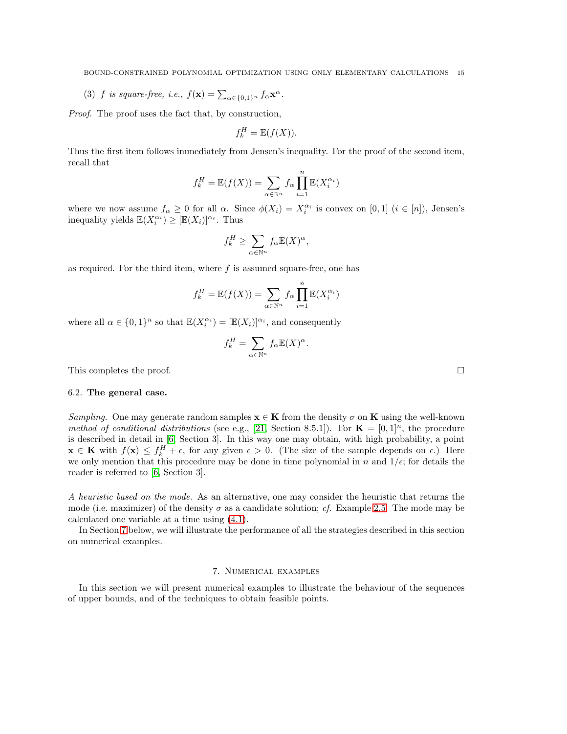(3) *$f$ is square-free, i.e.,* $f(\mathbf{x}) = \sum_{\alpha\in\{0,1\}^n} f_\alpha \mathbf{x}^\alpha$.

*Proof.* The proof uses the fact that, by construction,

$$f_k^H = \mathbb{E}(f(X)).$$

Thus the first item follows immediately from Jensen's inequality. For the proof of the second item, recall that

$$f_k^H = \mathbb{E}(f(X)) = \sum_{\alpha\in\mathbb{N}^n} f_\alpha \prod_{i=1}^n \mathbb{E}(X_i^{\alpha_i})$$

where we now assume $f_\alpha \geq 0$ for all $\alpha$. Since $\phi(X_i) = X_i^{\alpha_i}$ is convex on $[0,1]$ ($i \in [n]$), Jensen's inequality yields $\mathbb{E}(X_i^{\alpha_i}) \geq [\mathbb{E}(X_i)]^{\alpha_i}$. Thus

$$f_k^H \geq \sum_{\alpha\in\mathbb{N}^n} f_\alpha \mathbb{E}(X)^\alpha,$$

as required. For the third item, where $f$ is assumed square-free, one has

$$f_k^H = \mathbb{E}(f(X)) = \sum_{\alpha\in\mathbb{N}^n} f_\alpha \prod_{i=1}^n \mathbb{E}(X_i^{\alpha_i})$$

where all $\alpha \in \{0,1\}^n$ so that $\mathbb{E}(X_i^{\alpha_i}) = [\mathbb{E}(X_i)]^{\alpha_i}$, and consequently

$$f_k^H = \sum_{\alpha\in\mathbb{N}^n} f_\alpha \mathbb{E}(X)^\alpha.$$

This completes the proof. □

### 6.2. The general case.

*Sampling.* One may generate random samples $\mathbf{x} \in \mathbf{K}$ from the density $\sigma$ on $\mathbf{K}$ using the well-known *method of conditional distributions* (see e.g., [21, Section 8.5.1]). For $\mathbf{K} = [0,1]^n$, the procedure is described in detail in [6, Section 3]. In this way one may obtain, with high probability, a point $\mathbf{x} \in \mathbf{K}$ with $f(\mathbf{x}) \leq f_k^H + \epsilon$, for any given $\epsilon > 0$. (The size of the sample depends on $\epsilon$.) Here we only mention that this procedure may be done in time polynomial in $n$ and $1/\epsilon$; for details the reader is referred to [6, Section 3].

*A heuristic based on the mode.* As an alternative, one may consider the heuristic that returns the mode (i.e. maximizer) of the density $\sigma$ as a candidate solution; *cf.* Example 2.5. The mode may be calculated one variable at a time using (4.1).

In Section 7 below, we will illustrate the performance of all the strategies described in this section on numerical examples.

## 7. Numerical examples

In this section we will present numerical examples to illustrate the behaviour of the sequences of upper bounds, and of the techniques to obtain feasible points.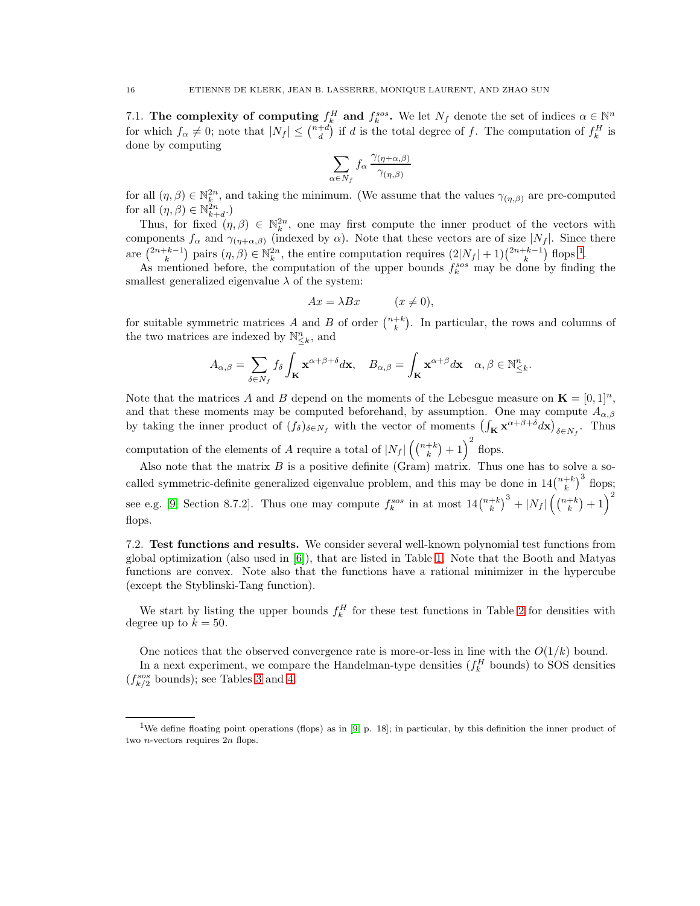### 7.1. The complexity of computing $f_k^H$ and $f_k^{sos}$.

We let $N_f$ denote the set of indices $\alpha \in \mathbb{N}^n$ for which $f_\alpha \neq 0$; note that $|N_f| \leq \binom{n+d}{d}$ if $d$ is the total degree of $f$. The computation of $f_k^H$ is done by computing

$$\sum_{\alpha \in N_f} f_\alpha \frac{\gamma_{(\eta+\alpha,\beta)}}{\gamma_{(\eta,\beta)}}$$

for all $(\eta, \beta) \in \mathbb{N}_k^{2n}$, and taking the minimum. (We assume that the values $\gamma_{(\eta,\beta)}$ are pre-computed for all $(\eta, \beta) \in \mathbb{N}_{k+d}^{2n}$.)

Thus, for fixed $(\eta, \beta) \in \mathbb{N}_k^{2n}$, one may first compute the inner product of the vectors with components $f_\alpha$ and $\gamma_{(\eta+\alpha,\beta)}$ (indexed by $\alpha$). Note that these vectors are of size $|N_f|$. Since there are $\binom{2n+k-1}{k}$ pairs $(\eta, \beta) \in \mathbb{N}_k^{2n}$, the entire computation requires $(2|N_f| + 1)\binom{2n+k-1}{k}$ flops [1].

As mentioned before, the computation of the upper bounds $f_k^{sos}$ may be done by finding the smallest generalized eigenvalue $\lambda$ of the system:

$$Ax = \lambda Bx \qquad (x \neq 0),$$

for suitable symmetric matrices $A$ and $B$ of order $\binom{n+k}{k}$. In particular, the rows and columns of the two matrices are indexed by $\mathbb{N}_{\leq k}^n$, and

$$A_{\alpha,\beta} = \sum_{\delta \in N_f} f_\delta \int_{\mathbf{K}} \mathbf{x}^{\alpha+\beta+\delta} d\mathbf{x}, \quad B_{\alpha,\beta} = \int_{\mathbf{K}} \mathbf{x}^{\alpha+\beta} d\mathbf{x} \quad \alpha, \beta \in \mathbb{N}_{\leq k}^n.$$

Note that the matrices $A$ and $B$ depend on the moments of the Lebesgue measure on $\mathbf{K} = [0,1]^n$, and that these moments may be computed beforehand, by assumption. One may compute $A_{\alpha,\beta}$ by taking the inner product of $(f_\delta)_{\delta \in N_f}$ with the vector of moments $\left(\int_{\mathbf{K}} \mathbf{x}^{\alpha+\beta+\delta} d\mathbf{x}\right)_{\delta \in N_f}$. Thus computation of the elements of $A$ require a total of $|N_f|\left(\binom{n+k}{k} + 1\right)^2$ flops.

Also note that the matrix $B$ is a positive definite (Gram) matrix. Thus one has to solve a so-called symmetric-definite generalized eigenvalue problem, and this may be done in $14\binom{n+k}{k}^3$ flops; see e.g. [9, Section 8.7.2]. Thus one may compute $f_k^{sos}$ in at most $14\binom{n+k}{k}^3 + |N_f|\left(\binom{n+k}{k} + 1\right)^2$ flops.

### 7.2. Test functions and results.

We consider several well-known polynomial test functions from global optimization (also used in [6]), that are listed in Table 1. Note that the Booth and Matyas functions are convex. Note also that the functions have a rational minimizer in the hypercube (except the Styblinski-Tang function).

We start by listing the upper bounds $f_k^H$ for these test functions in Table 2 for densities with degree up to $k = 50$.

One notices that the observed convergence rate is more-or-less in line with the $O(1/k)$ bound.

In a next experiment, we compare the Handelman-type densities ($f_k^H$ bounds) to SOS densities ($f_{k/2}^{sos}$ bounds); see Tables 3 and 4.

---

[1] We define floating point operations (flops) as in [9, p. 18]; in particular, by this definition the inner product of two $n$-vectors requires $2n$ flops.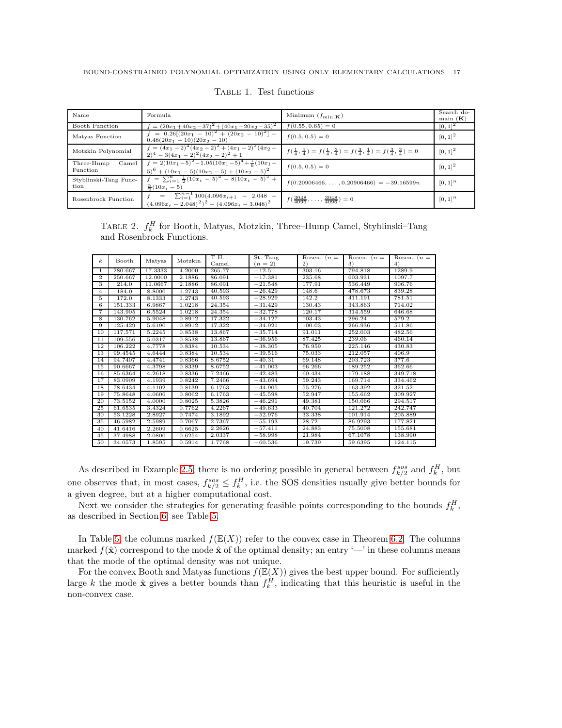Table 1. Test functions

| Name | Formula | Minimum ($f_{\min,\mathbf{K}}$) | Search domain ($\mathbf{K}$) |
|---|---|---|---|
| Booth Function | $f = (20x_1+40x_2-37)^2+(40x_1+20x_2-35)^2$ | $f(0.55, 0.65) = 0$ | $[0,1]^2$ |
| Matyas Function | $f = 0.26[(20x_1-10)^2 + (20x_2-10)^2] - 0.48(20x_1-10)(20x_2-10)$ | $f(0.5, 0.5) = 0$ | $[0,1]^2$ |
| Motzkin Polynomial | $f = (4x_1-2)^4(4x_2-2)^2+(4x_1-2)^2(4x_2-2)^4 - 3(4x_1-2)^2(4x_2-2)^2+1$ | $f(\frac{1}{4},\frac{1}{4}) = f(\frac{1}{4},\frac{3}{4}) = f(\frac{3}{4},\frac{1}{4}) = f(\frac{3}{4},\frac{3}{4}) = 0$ | $[0,1]^2$ |
| Three-Hump Camel Function | $f = 2(10x_1-5)^2-1.05(10x_1-5)^4+\frac{1}{6}(10x_1-5)^6 + (10x_1-5)(10x_2-5) + (10x_2-5)^2$ | $f(0.5, 0.5) = 0$ | $[0,1]^2$ |
| Styblinski-Tang Function | $f = \sum_{i=1}^{n} \frac{1}{2}(10x_i-5)^4 - 8(10x_i-5)^2 + \frac{5}{2}(10x_i-5)$ | $f(0.20906466, \ldots, 0.20906466) = -39.16599n$ | $[0,1]^n$ |
| Rosenbrock Function | $f = \sum_{i=1}^{n-1} 100(4.096x_{i+1} - 2.048 - (4.096x_i-2.048)^2)^2 + (4.096x_i-3.048)^2$ | $f(\frac{3048}{4096},\ldots,\frac{3048}{4096}) = 0$ | $[0,1]^n$ |

Table 2. $f_k^H$ for Booth, Matyas, Motzkin, Three–Hump Camel, Styblinski–Tang and Rosenbrock Functions.

| $k$ | Booth | Matyas | Motzkin | T-H. Camel | St.-Tang ($n=2$) | Rosen. ($n=2$) | Rosen. ($n=3$) | Rosen. ($n=4$) |
|---|---|---|---|---|---|---|---|---|
| 1 | 280.667 | 17.3333 | 4.2000 | 265.77 | −12.5 | 303.16 | 794.818 | 1289.9 |
| 2 | 250.667 | 12.0000 | 2.1886 | 86.091 | −17.381 | 235.68 | 603.931 | 1097.7 |
| 3 | 214.0 | 11.0667 | 2.1886 | 86.091 | −21.548 | 177.91 | 536.449 | 906.76 |
| 4 | 184.0 | 8.8000 | 1.2743 | 40.593 | −26.429 | 148.6 | 478.673 | 839.28 |
| 5 | 172.0 | 8.1333 | 1.2743 | 40.593 | −28.929 | 142.2 | 411.191 | 781.51 |
| 6 | 151.333 | 6.9867 | 1.0218 | 24.354 | −31.429 | 130.43 | 343.863 | 714.02 |
| 7 | 143.905 | 6.5524 | 1.0218 | 24.354 | −32.778 | 120.17 | 314.559 | 646.68 |
| 8 | 130.762 | 5.9048 | 0.8912 | 17.322 | −34.127 | 103.43 | 296.24 | 579.2 |
| 9 | 125.429 | 5.6190 | 0.8912 | 17.322 | −34.921 | 100.03 | 266.936 | 511.86 |
| 10 | 117.571 | 5.2245 | 0.8538 | 13.867 | −35.714 | 91.011 | 252.003 | 482.56 |
| 11 | 109.556 | 5.0317 | 0.8538 | 13.867 | −36.956 | 87.425 | 239.06 | 460.14 |
| 12 | 106.222 | 4.7778 | 0.8384 | 10.534 | −38.305 | 76.959 | 225.146 | 430.83 |
| 13 | 99.4545 | 4.6444 | 0.8384 | 10.534 | −39.516 | 75.033 | 212.057 | 406.9 |
| 14 | 94.7407 | 4.4741 | 0.8366 | 8.6752 | −40.31 | 69.148 | 203.723 | 377.6 |
| 15 | 90.6667 | 4.3798 | 0.8339 | 8.6752 | −41.003 | 66.266 | 189.252 | 362.66 |
| 16 | 85.6364 | 4.2618 | 0.8336 | 7.2466 | −42.483 | 60.434 | 179.188 | 349.718 |
| 17 | 83.0909 | 4.1939 | 0.8242 | 7.2466 | −43.694 | 59.243 | 169.714 | 334.462 |
| 18 | 78.6434 | 4.1102 | 0.8139 | 6.1763 | −44.905 | 55.276 | 163.392 | 321.52 |
| 19 | 75.8648 | 4.0606 | 0.8062 | 6.1763 | −45.598 | 52.947 | 155.662 | 309.927 |
| 20 | 73.5152 | 4.0000 | 0.8025 | 5.3826 | −46.291 | 49.381 | 150.066 | 294.517 |
| 25 | 61.6535 | 3.4324 | 0.7762 | 4.2267 | −49.633 | 40.704 | 121.272 | 242.747 |
| 30 | 53.1228 | 2.8927 | 0.7474 | 3.1892 | −52.976 | 33.338 | 101.914 | 205.889 |
| 35 | 46.5982 | 2.5989 | 0.7067 | 2.7367 | −55.193 | 28.72 | 86.9293 | 177.821 |
| 40 | 41.6416 | 2.2609 | 0.6625 | 2.2626 | −57.411 | 24.883 | 75.5008 | 155.681 |
| 45 | 37.4988 | 2.0800 | 0.6254 | 2.0337 | −58.998 | 21.984 | 67.1078 | 138.990 |
| 50 | 34.0573 | 1.8595 | 0.5914 | 1.7768 | −60.536 | 19.739 | 59.6395 | 124.115 |

As described in Example 2.5, there is no ordering possible in general between $f_{k/2}^{sos}$ and $f_k^H$, but one observes that, in most cases, $f_{k/2}^{sos} \leq f_k^H$, i.e. the SOS densities usually give better bounds for a given degree, but at a higher computational cost.

Next we consider the strategies for generating feasible points corresponding to the bounds $f_k^H$, as described in Section 6, see Table 5.

In Table 5, the columns marked $f(\mathbb{E}(X))$ refer to the convex case in Theorem 6.2. The columns marked $f(\hat{\mathbf{x}})$ correspond to the mode $\hat{\mathbf{x}}$ of the optimal density; an entry '—' in these columns means that the mode of the optimal density was not unique.

For the convex Booth and Matyas functions $f(\mathbb{E}(X))$ gives the best upper bound. For sufficiently large $k$ the mode $\hat{\mathbf{x}}$ gives a better bounds than $f_k^H$, indicating that this heuristic is useful in the non-convex case.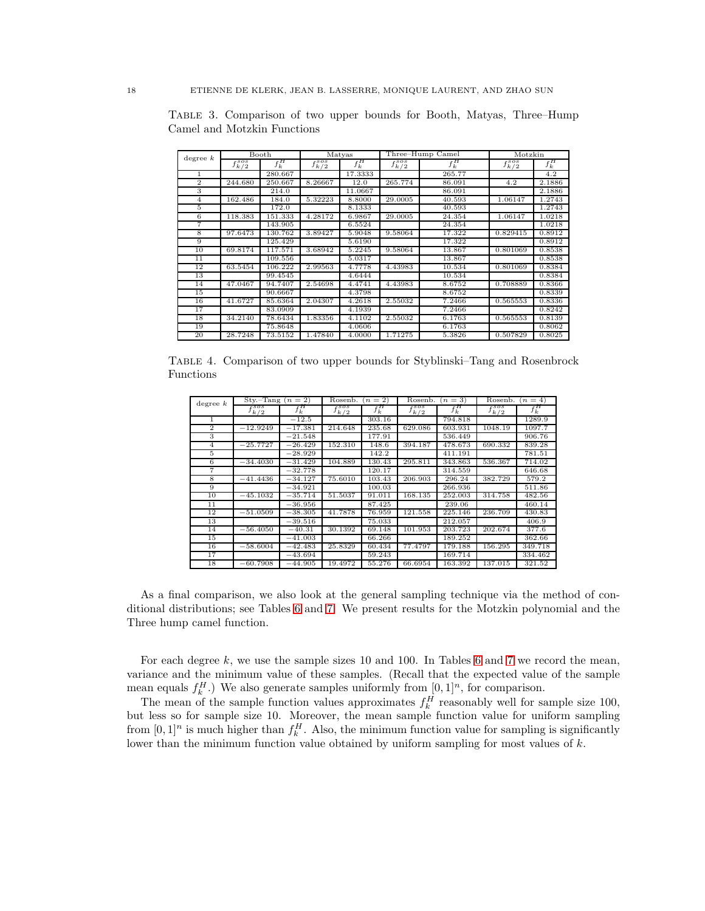TABLE 3. Comparison of two upper bounds for Booth, Matyas, Three–Hump Camel and Motzkin Functions

| degree $k$ | Booth | | Matyas | | Three–Hump Camel | | Motzkin | |
|---|---|---|---|---|---|---|---|---|
| | $f^{sos}_{k/2}$ | $f^H_k$ | $f^{sos}_{k/2}$ | $f^H_k$ | $f^{sos}_{k/2}$ | $f^H_k$ | $f^{sos}_{k/2}$ | $f^H_k$ |
| 1 | | 280.667 | | 17.3333 | | 265.77 | | 4.2 |
| 2 | 244.680 | 250.667 | 8.26667 | 12.0 | 265.774 | 86.091 | 4.2 | 2.1886 |
| 3 | | 214.0 | | 11.0667 | | 86.091 | | 2.1886 |
| 4 | 162.486 | 184.0 | 5.32223 | 8.8000 | 29.0005 | 40.593 | 1.06147 | 1.2743 |
| 5 | | 172.0 | | 8.1333 | | 40.593 | | 1.2743 |
| 6 | 118.383 | 151.333 | 4.28172 | 6.9867 | 29.0005 | 24.354 | 1.06147 | 1.0218 |
| 7 | | 143.905 | | 6.5524 | | 24.354 | | 1.0218 |
| 8 | 97.6473 | 130.762 | 3.89427 | 5.9048 | 9.58064 | 17.322 | 0.829415 | 0.8912 |
| 9 | | 125.429 | | 5.6190 | | 17.322 | | 0.8912 |
| 10 | 69.8174 | 117.571 | 3.68942 | 5.2245 | 9.58064 | 13.867 | 0.801069 | 0.8538 |
| 11 | | 109.556 | | 5.0317 | | 13.867 | | 0.8538 |
| 12 | 63.5454 | 106.222 | 2.99563 | 4.7778 | 4.43983 | 10.534 | 0.801069 | 0.8384 |
| 13 | | 99.4545 | | 4.6444 | | 10.534 | | 0.8384 |
| 14 | 47.0467 | 94.7407 | 2.54698 | 4.4741 | 4.43983 | 8.6752 | 0.708889 | 0.8366 |
| 15 | | 90.6667 | | 4.3798 | | 8.6752 | | 0.8339 |
| 16 | 41.6727 | 85.6364 | 2.04307 | 4.2618 | 2.55032 | 7.2466 | 0.565553 | 0.8336 |
| 17 | | 83.0909 | | 4.1939 | | 7.2466 | | 0.8242 |
| 18 | 34.2140 | 78.6434 | 1.83356 | 4.1102 | 2.55032 | 6.1763 | 0.565553 | 0.8139 |
| 19 | | 75.8648 | | 4.0606 | | 6.1763 | | 0.8062 |
| 20 | 28.7248 | 73.5152 | 1.47840 | 4.0000 | 1.71275 | 5.3826 | 0.507829 | 0.8025 |

TABLE 4. Comparison of two upper bounds for Styblinski–Tang and Rosenbrock Functions

| degree $k$ | Sty.–Tang ($n = 2$) | | Rosenb. ($n = 2$) | | Rosenb. ($n = 3$) | | Rosenb. ($n = 4$) | |
|---|---|---|---|---|---|---|---|---|
| | $f^{sos}_{k/2}$ | $f^H_k$ | $f^{sos}_{k/2}$ | $f^H_k$ | $f^{sos}_{k/2}$ | $f^H_k$ | $f^{sos}_{k/2}$ | $f^H_k$ |
| 1 | | $-12.5$ | | 303.16 | | 794.818 | | 1289.9 |
| 2 | $-12.9249$ | $-17.381$ | 214.648 | 235.68 | 629.086 | 603.931 | 1048.19 | 1097.7 |
| 3 | | $-21.548$ | | 177.91 | | 536.449 | | 906.76 |
| 4 | $-25.7727$ | $-26.429$ | 152.310 | 148.6 | 394.187 | 478.673 | 690.332 | 839.28 |
| 5 | | $-28.929$ | | 142.2 | | 411.191 | | 781.51 |
| 6 | $-34.4030$ | $-31.429$ | 104.889 | 130.43 | 295.811 | 343.863 | 536.367 | 714.02 |
| 7 | | $-32.778$ | | 120.17 | | 314.559 | | 646.68 |
| 8 | $-41.4436$ | $-34.127$ | 75.6010 | 103.43 | 206.903 | 296.24 | 382.729 | 579.2 |
| 9 | | $-34.921$ | | 100.03 | | 266.936 | | 511.86 |
| 10 | $-45.1032$ | $-35.714$ | 51.5037 | 91.011 | 168.135 | 252.003 | 314.758 | 482.56 |
| 11 | | $-36.956$ | | 87.425 | | 239.06 | | 460.14 |
| 12 | $-51.0509$ | $-38.305$ | 41.7878 | 76.959 | 121.558 | 225.146 | 236.709 | 430.83 |
| 13 | | $-39.516$ | | 75.033 | | 212.057 | | 406.9 |
| 14 | $-56.4050$ | $-40.31$ | 30.1392 | 69.148 | 101.953 | 203.723 | 202.674 | 377.6 |
| 15 | | $-41.003$ | | 66.266 | | 189.252 | | 362.66 |
| 16 | $-58.6004$ | $-42.483$ | 25.8329 | 60.434 | 77.4797 | 179.188 | 156.295 | 349.718 |
| 17 | | $-43.694$ | | 59.243 | | 169.714 | | 334.462 |
| 18 | $-60.7908$ | $-44.905$ | 19.4972 | 55.276 | 66.6954 | 163.392 | 137.015 | 321.52 |

As a final comparison, we also look at the general sampling technique via the method of conditional distributions; see Tables 6 and 7. We present results for the Motzkin polynomial and the Three hump camel function.

For each degree $k$, we use the sample sizes 10 and 100. In Tables 6 and 7 we record the mean, variance and the minimum value of these samples. (Recall that the expected value of the sample mean equals $f^H_k$.) We also generate samples uniformly from $[0,1]^n$, for comparison.

The mean of the sample function values approximates $f^H_k$ reasonably well for sample size 100, but less so for sample size 10. Moreover, the mean sample function value for uniform sampling from $[0,1]^n$ is much higher than $f^H_k$. Also, the minimum function value for sampling is significantly lower than the minimum function value obtained by uniform sampling for most values of $k$.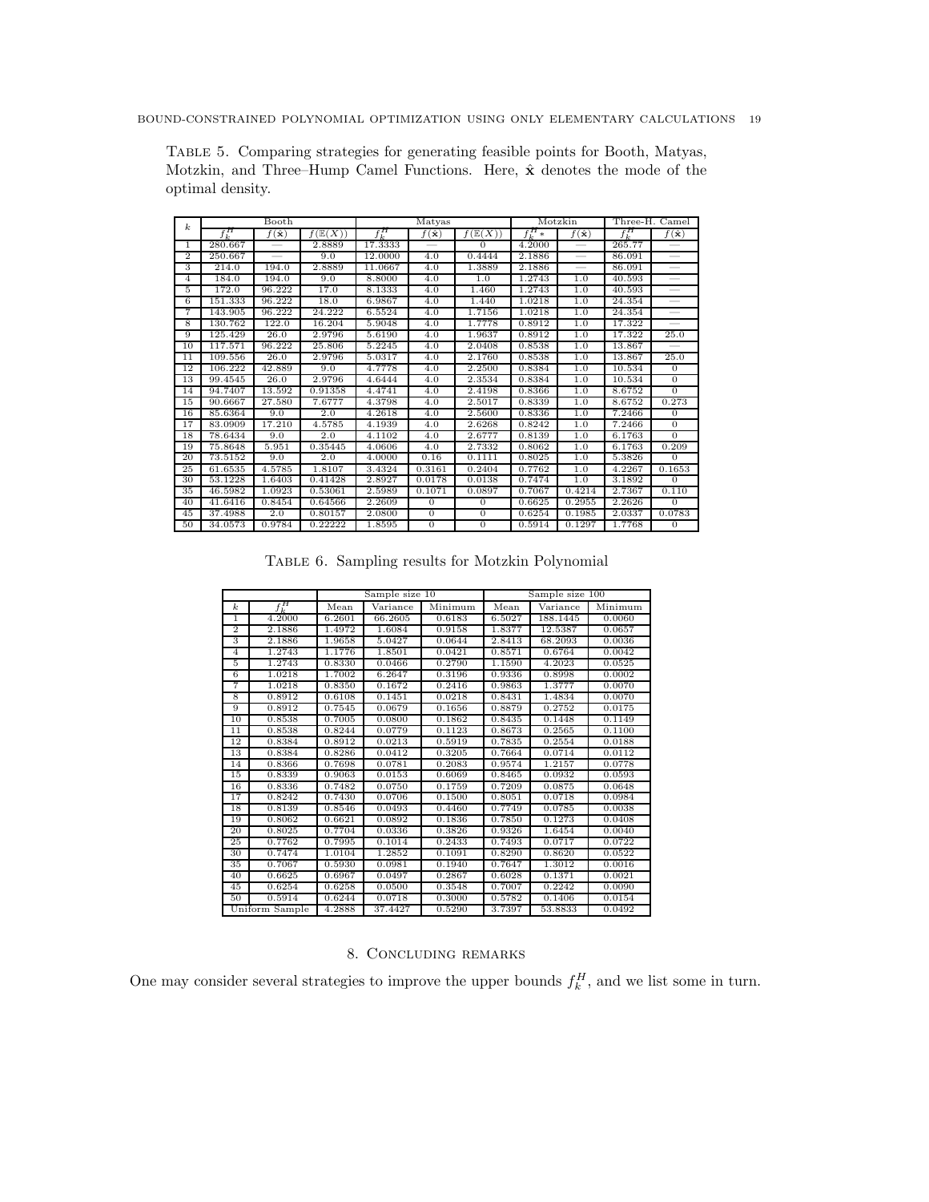Table 5. Comparing strategies for generating feasible points for Booth, Matyas, Motzkin, and Three–Hump Camel Functions. Here, $\hat{\mathbf{x}}$ denotes the mode of the optimal density.

| $k$ | Booth | | | Matyas | | | Motzkin | | Three-H. Camel | |
|---|---|---|---|---|---|---|---|---|---|---|
| | $f_k^H$ | $f(\hat{\mathbf{x}})$ | $f(\mathbb{E}(X))$ | $f_k^H$ | $f(\hat{\mathbf{x}})$ | $f(\mathbb{E}(X))$ | $f_k^H*$ | $f(\hat{\mathbf{x}})$ | $f_k^H$ | $f(\hat{\mathbf{x}})$ |
| 1 | 280.667 | — | 2.8889 | 17.3333 | — | 0 | 4.2000 | — | 265.77 | — |
| 2 | 250.667 | — | 9.0 | 12.0000 | 4.0 | 0.4444 | 2.1886 | — | 86.091 | — |
| 3 | 214.0 | 194.0 | 2.8889 | 11.0667 | 4.0 | 1.3889 | 2.1886 | — | 86.091 | — |
| 4 | 184.0 | 194.0 | 9.0 | 8.8000 | 4.0 | 1.0 | 1.2743 | 1.0 | 40.593 | — |
| 5 | 172.0 | 96.222 | 17.0 | 8.1333 | 4.0 | 1.460 | 1.2743 | 1.0 | 40.593 | — |
| 6 | 151.333 | 96.222 | 18.0 | 6.9867 | 4.0 | 1.440 | 1.0218 | 1.0 | 24.354 | — |
| 7 | 143.905 | 96.222 | 24.222 | 6.5524 | 4.0 | 1.7156 | 1.0218 | 1.0 | 24.354 | — |
| 8 | 130.762 | 122.0 | 16.204 | 5.9048 | 4.0 | 1.7778 | 0.8912 | 1.0 | 17.322 | — |
| 9 | 125.429 | 26.0 | 2.9796 | 5.6190 | 4.0 | 1.9637 | 0.8912 | 1.0 | 17.322 | 25.0 |
| 10 | 117.571 | 96.222 | 25.806 | 5.2245 | 4.0 | 2.0408 | 0.8538 | 1.0 | 13.867 | — |
| 11 | 109.556 | 26.0 | 2.9796 | 5.0317 | 4.0 | 2.1760 | 0.8538 | 1.0 | 13.867 | 25.0 |
| 12 | 106.222 | 42.889 | 9.0 | 4.7778 | 4.0 | 2.2500 | 0.8384 | 1.0 | 10.534 | 0 |
| 13 | 99.4545 | 26.0 | 2.9796 | 4.6444 | 4.0 | 2.3534 | 0.8384 | 1.0 | 10.534 | 0 |
| 14 | 94.7407 | 13.592 | 0.91358 | 4.4741 | 4.0 | 2.4198 | 0.8366 | 1.0 | 8.6752 | 0 |
| 15 | 90.6667 | 27.580 | 7.6777 | 4.3798 | 4.0 | 2.5017 | 0.8339 | 1.0 | 8.6752 | 0.273 |
| 16 | 85.6364 | 9.0 | 2.0 | 4.2618 | 4.0 | 2.5600 | 0.8336 | 1.0 | 7.2466 | 0 |
| 17 | 83.0909 | 17.210 | 4.5785 | 4.1939 | 4.0 | 2.6268 | 0.8242 | 1.0 | 7.2466 | 0 |
| 18 | 78.6434 | 9.0 | 2.0 | 4.1102 | 4.0 | 2.6777 | 0.8139 | 1.0 | 6.1763 | 0 |
| 19 | 75.8648 | 5.951 | 0.35445 | 4.0606 | 4.0 | 2.7332 | 0.8062 | 1.0 | 6.1763 | 0.209 |
| 20 | 73.5152 | 9.0 | 2.0 | 4.0000 | 0.16 | 0.1111 | 0.8025 | 1.0 | 5.3826 | 0 |
| 25 | 61.6535 | 4.5785 | 1.8107 | 3.4324 | 0.3161 | 0.2404 | 0.7762 | 1.0 | 4.2267 | 0.1653 |
| 30 | 53.1228 | 1.6403 | 0.41428 | 2.8927 | 0.0178 | 0.0138 | 0.7474 | 1.0 | 3.1892 | 0 |
| 35 | 46.5982 | 1.0923 | 0.53061 | 2.5989 | 0.1071 | 0.0897 | 0.7067 | 0.4214 | 2.7367 | 0.110 |
| 40 | 41.6416 | 0.8454 | 0.64566 | 2.2609 | 0 | 0 | 0.6625 | 0.2955 | 2.2626 | 0 |
| 45 | 37.4988 | 2.0 | 0.80157 | 2.0800 | 0 | 0 | 0.6254 | 0.1985 | 2.0337 | 0.0783 |
| 50 | 34.0573 | 0.9784 | 0.22222 | 1.8595 | 0 | 0 | 0.5914 | 0.1297 | 1.7768 | 0 |

Table 6. Sampling results for Motzkin Polynomial

| | | Sample size 10 | | | Sample size 100 | | |
|---|---|---|---|---|---|---|---|
| $k$ | $f_k^H$ | Mean | Variance | Minimum | Mean | Variance | Minimum |
| 1 | 4.2000 | 6.2601 | 66.2605 | 0.6183 | 6.5027 | 188.1445 | 0.0060 |
| 2 | 2.1886 | 1.4972 | 1.6084 | 0.9158 | 1.8377 | 12.5387 | 0.0657 |
| 3 | 2.1886 | 1.9658 | 5.0427 | 0.0644 | 2.8413 | 68.2093 | 0.0036 |
| 4 | 1.2743 | 1.1776 | 1.8501 | 0.0421 | 0.8571 | 0.6764 | 0.0042 |
| 5 | 1.2743 | 0.8330 | 0.0466 | 0.2790 | 1.1590 | 4.2023 | 0.0525 |
| 6 | 1.0218 | 1.7002 | 6.2647 | 0.3196 | 0.9336 | 0.8998 | 0.0002 |
| 7 | 1.0218 | 0.8350 | 0.1672 | 0.2416 | 0.9863 | 1.3777 | 0.0070 |
| 8 | 0.8912 | 0.6108 | 0.1451 | 0.0218 | 0.8431 | 1.4834 | 0.0070 |
| 9 | 0.8912 | 0.7545 | 0.0679 | 0.1656 | 0.8879 | 0.2752 | 0.0175 |
| 10 | 0.8538 | 0.7005 | 0.0800 | 0.1862 | 0.8435 | 0.1448 | 0.1149 |
| 11 | 0.8538 | 0.8244 | 0.0779 | 0.1123 | 0.8673 | 0.2565 | 0.1100 |
| 12 | 0.8384 | 0.8912 | 0.0213 | 0.5919 | 0.7835 | 0.2554 | 0.0188 |
| 13 | 0.8384 | 0.8286 | 0.0412 | 0.3205 | 0.7664 | 0.0714 | 0.0112 |
| 14 | 0.8366 | 0.7698 | 0.0781 | 0.2083 | 0.9574 | 1.2157 | 0.0778 |
| 15 | 0.8339 | 0.9063 | 0.0153 | 0.6069 | 0.8465 | 0.0932 | 0.0593 |
| 16 | 0.8336 | 0.7482 | 0.0750 | 0.1759 | 0.7209 | 0.0875 | 0.0648 |
| 17 | 0.8242 | 0.7430 | 0.0706 | 0.1500 | 0.8051 | 0.0718 | 0.0984 |
| 18 | 0.8139 | 0.8546 | 0.0493 | 0.4460 | 0.7749 | 0.0785 | 0.0038 |
| 19 | 0.8062 | 0.6621 | 0.0892 | 0.1836 | 0.7850 | 0.1273 | 0.0408 |
| 20 | 0.8025 | 0.7704 | 0.0336 | 0.3826 | 0.9326 | 1.6454 | 0.0040 |
| 25 | 0.7762 | 0.7995 | 0.1014 | 0.2433 | 0.7493 | 0.0717 | 0.0722 |
| 30 | 0.7474 | 1.0104 | 1.2852 | 0.1091 | 0.8290 | 0.8620 | 0.0522 |
| 35 | 0.7067 | 0.5930 | 0.0981 | 0.1940 | 0.7647 | 1.3012 | 0.0016 |
| 40 | 0.6625 | 0.6967 | 0.0497 | 0.2867 | 0.6028 | 0.1371 | 0.0021 |
| 45 | 0.6254 | 0.6258 | 0.0500 | 0.3548 | 0.7007 | 0.2242 | 0.0090 |
| 50 | 0.5914 | 0.6244 | 0.0718 | 0.3000 | 0.5782 | 0.1406 | 0.0154 |
| Uniform Sample | | 4.2888 | 37.4427 | 0.5290 | 3.7397 | 53.8833 | 0.0492 |

## 8. Concluding remarks

One may consider several strategies to improve the upper bounds $f_k^H$, and we list some in turn.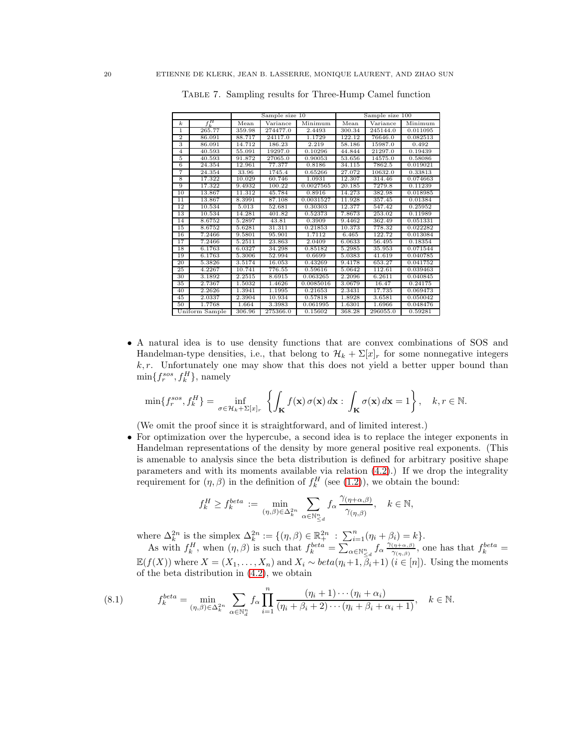Table 7. Sampling results for Three-Hump Camel function

| | | Sample size 10 | | | Sample size 100 | | |
|---|---|---|---|---|---|---|---|
| $k$ | $f_k^H$ | Mean | Variance | Minimum | Mean | Variance | Minimum |
| 1 | 265.77 | 359.98 | 274477.0 | 2.4493 | 300.34 | 245144.0 | 0.011095 |
| 2 | 86.091 | 88.717 | 24117.0 | 1.1729 | 122.12 | 76646.0 | 0.082513 |
| 3 | 86.091 | 14.712 | 186.23 | 2.219 | 58.186 | 15987.0 | 0.492 |
| 4 | 40.593 | 55.091 | 19297.0 | 0.10296 | 44.844 | 21297.0 | 0.19439 |
| 5 | 40.593 | 91.872 | 27065.0 | 0.90053 | 53.656 | 14575.0 | 0.58086 |
| 6 | 24.354 | 12.961 | 77.377 | 0.8186 | 34.115 | 7862.5 | 0.019021 |
| 7 | 24.354 | 33.96 | 1745.4 | 0.65266 | 27.072 | 10632.0 | 0.33813 |
| 8 | 17.322 | 10.029 | 60.746 | 1.0931 | 12.307 | 314.46 | 0.074663 |
| 9 | 17.322 | 9.4932 | 100.22 | 0.0027565 | 20.185 | 7279.8 | 0.11239 |
| 10 | 13.867 | 11.312 | 45.784 | 0.8916 | 14.273 | 382.98 | 0.018985 |
| 11 | 13.867 | 8.3991 | 87.108 | 0.0031527 | 11.928 | 357.45 | 0.01384 |
| 12 | 10.534 | 5.013 | 52.681 | 0.30303 | 12.377 | 547.42 | 0.25952 |
| 13 | 10.534 | 14.281 | 401.82 | 0.52373 | 7.8673 | 253.02 | 0.11989 |
| 14 | 8.6752 | 5.2897 | 43.81 | 0.3909 | 9.4462 | 362.49 | 0.051331 |
| 15 | 8.6752 | 5.6281 | 31.311 | 0.21853 | 10.373 | 778.32 | 0.022282 |
| 16 | 7.2466 | 9.5801 | 95.901 | 1.7112 | 6.465 | 122.72 | 0.013084 |
| 17 | 7.2466 | 5.2511 | 23.863 | 2.0409 | 6.0633 | 56.495 | 0.18354 |
| 18 | 6.1763 | 6.0327 | 34.298 | 0.85182 | 5.2985 | 35.953 | 0.071544 |
| 19 | 6.1763 | 5.3006 | 52.994 | 0.6699 | 5.0383 | 41.619 | 0.040785 |
| 20 | 5.3826 | 3.5174 | 16.053 | 0.43269 | 9.4178 | 653.27 | 0.041752 |
| 25 | 4.2267 | 10.741 | 776.55 | 0.59616 | 5.0642 | 112.61 | 0.039463 |
| 30 | 3.1892 | 2.2515 | 8.6915 | 0.063265 | 2.2096 | 6.2611 | 0.040845 |
| 35 | 2.7367 | 1.5032 | 1.4626 | 0.0085016 | 3.0679 | 16.47 | 0.24175 |
| 40 | 2.2626 | 1.3941 | 1.1995 | 0.21653 | 2.3431 | 17.735 | 0.069473 |
| 45 | 2.0337 | 2.3904 | 10.934 | 0.57818 | 1.8928 | 3.6581 | 0.050042 |
| 50 | 1.7768 | 1.664 | 3.3983 | 0.061995 | 1.6301 | 1.6966 | 0.048476 |
| Uniform Sample | | 306.96 | 275366.0 | 0.15602 | 368.28 | 296055.0 | 0.59281 |

- A natural idea is to use density functions that are convex combinations of SOS and Handelman-type densities, i.e., that belong to $\mathcal{H}_k + \Sigma[x]_r$ for some nonnegative integers $k, r$. Unfortunately one may show that this does not yield a better upper bound than $\min\{f_r^{sos}, f_k^H\}$, namely

$$\min\{f_r^{sos}, f_k^H\} = \inf_{\sigma \in \mathcal{H}_k + \Sigma[x]_r} \left\{ \int_{\mathbf{K}} f(\mathbf{x})\, \sigma(\mathbf{x})\, d\mathbf{x} : \int_{\mathbf{K}} \sigma(\mathbf{x})\, d\mathbf{x} = 1 \right\}, \quad k, r \in \mathbb{N}.$$

(We omit the proof since it is straightforward, and of limited interest.)

- For optimization over the hypercube, a second idea is to replace the integer exponents in Handelman representations of the density by more general positive real exponents. (This is amenable to analysis since the beta distribution is defined for arbitrary positive shape parameters and with its moments available via relation (4.2).) If we drop the integrality requirement for $(\eta, \beta)$ in the definition of $f_k^H$ (see (1.2)), we obtain the bound:

$$f_k^H \geq f_k^{beta} := \min_{(\eta,\beta) \in \Delta_k^{2n}} \sum_{\alpha \in \mathbb{N}^n_{\leq d}} f_\alpha \frac{\gamma_{(\eta+\alpha,\beta)}}{\gamma_{(\eta,\beta)}}, \quad k \in \mathbb{N},$$

where $\Delta_k^{2n}$ is the simplex $\Delta_k^{2n} := \{(\eta, \beta) \in \mathbb{R}^{2n}_+ : \sum_{i=1}^n (\eta_i + \beta_i) = k\}$.

As with $f_k^H$, when $(\eta, \beta)$ is such that $f_k^{beta} = \sum_{\alpha \in \mathbb{N}^n_{\leq d}} f_\alpha \frac{\gamma_{(\eta+\alpha,\beta)}}{\gamma_{(\eta,\beta)}}$, one has that $f_k^{beta} = \mathbb{E}(f(X))$ where $X = (X_1, \ldots, X_n)$ and $X_i \sim beta(\eta_i+1, \beta_i+1)$ ($i \in [n]$). Using the moments of the beta distribution in (4.2), we obtain

$$f_k^{beta} = \min_{(\eta,\beta) \in \Delta_k^{2n}} \sum_{\alpha \in \mathbb{N}^n_d} f_\alpha \prod_{i=1}^n \frac{(\eta_i + 1) \cdots (\eta_i + \alpha_i)}{(\eta_i + \beta_i + 2) \cdots (\eta_i + \beta_i + \alpha_i + 1)}, \quad k \in \mathbb{N}. \tag{8.1}$$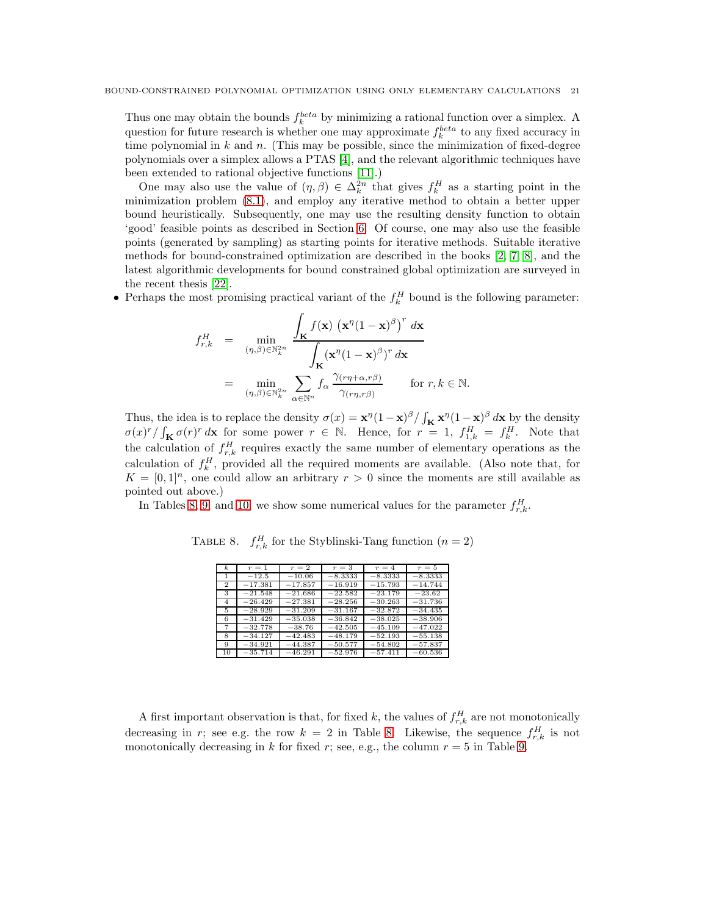Thus one may obtain the bounds $f_k^{beta}$ by minimizing a rational function over a simplex. A question for future research is whether one may approximate $f_k^{beta}$ to any fixed accuracy in time polynomial in $k$ and $n$. (This may be possible, since the minimization of fixed-degree polynomials over a simplex allows a PTAS [4], and the relevant algorithmic techniques have been extended to rational objective functions [11].)

One may also use the value of $(\eta, \beta) \in \Delta_k^{2n}$ that gives $f_k^H$ as a starting point in the minimization problem (8.1), and employ any iterative method to obtain a better upper bound heuristically. Subsequently, one may use the resulting density function to obtain 'good' feasible points as described in Section 6. Of course, one may also use the feasible points (generated by sampling) as starting points for iterative methods. Suitable iterative methods for bound-constrained optimization are described in the books [2, 7, 8], and the latest algorithmic developments for bound constrained global optimization are surveyed in the recent thesis [22].

- Perhaps the most promising practical variant of the $f_k^H$ bound is the following parameter:

$$
\begin{aligned}
f_{r,k}^H &= \min_{(\eta,\beta)\in\mathbb{N}_k^{2n}} \frac{\displaystyle\int_{\mathbf{K}} f(\mathbf{x}) \left(\mathbf{x}^{\eta}(1-\mathbf{x})^{\beta}\right)^r \, d\mathbf{x}}{\displaystyle\int_{\mathbf{K}} \left(\mathbf{x}^{\eta}(1-\mathbf{x})^{\beta}\right)^r \, d\mathbf{x}} \\
&= \min_{(\eta,\beta)\in\mathbb{N}_k^{2n}} \sum_{\alpha\in\mathbb{N}^n} f_\alpha \frac{\gamma_{(r\eta+\alpha, r\beta)}}{\gamma_{(r\eta, r\beta)}} \qquad \text{for } r, k \in \mathbb{N}.
\end{aligned}
$$

Thus, the idea is to replace the density $\sigma(x) = \mathbf{x}^{\eta}(1-\mathbf{x})^{\beta} / \int_{\mathbf{K}} \mathbf{x}^{\eta}(1-\mathbf{x})^{\beta} \, d\mathbf{x}$ by the density $\sigma(x)^r / \int_{\mathbf{K}} \sigma(r)^r \, d\mathbf{x}$ for some power $r \in \mathbb{N}$. Hence, for $r = 1$, $f_{1,k}^H = f_k^H$. Note that the calculation of $f_{r,k}^H$ requires exactly the same number of elementary operations as the calculation of $f_k^H$, provided all the required moments are available. (Also note that, for $K = [0,1]^n$, one could allow an arbitrary $r > 0$ since the moments are still available as pointed out above.)

In Tables 8, 9, and 10, we show some numerical values for the parameter $f_{r,k}^H$.

TABLE 8. $f_{r,k}^H$ for the Styblinski-Tang function ($n = 2$)

| $k$ | $r = 1$ | $r = 2$ | $r = 3$ | $r = 4$ | $r = 5$ |
|---|---|---|---|---|---|
| 1 | $-12.5$ | $-10.06$ | $-8.3333$ | $-8.3333$ | $-8.3333$ |
| 2 | $-17.381$ | $-17.857$ | $-16.919$ | $-15.793$ | $-14.744$ |
| 3 | $-21.548$ | $-21.686$ | $-22.582$ | $-23.179$ | $-23.62$ |
| 4 | $-26.429$ | $-27.381$ | $-28.256$ | $-30.263$ | $-31.736$ |
| 5 | $-28.929$ | $-31.209$ | $-31.167$ | $-32.872$ | $-34.435$ |
| 6 | $-31.429$ | $-35.038$ | $-36.842$ | $-38.025$ | $-38.906$ |
| 7 | $-32.778$ | $-38.76$ | $-42.505$ | $-45.109$ | $-47.022$ |
| 8 | $-34.127$ | $-42.483$ | $-48.179$ | $-52.193$ | $-55.138$ |
| 9 | $-34.921$ | $-44.387$ | $-50.577$ | $-54.802$ | $-57.837$ |
| 10 | $-35.714$ | $-46.291$ | $-52.976$ | $-57.411$ | $-60.536$ |

A first important observation is that, for fixed $k$, the values of $f_{r,k}^H$ are not monotonically decreasing in $r$; see e.g. the row $k = 2$ in Table 8. Likewise, the sequence $f_{r,k}^H$ is not monotonically decreasing in $k$ for fixed $r$; see, e.g., the column $r = 5$ in Table 9.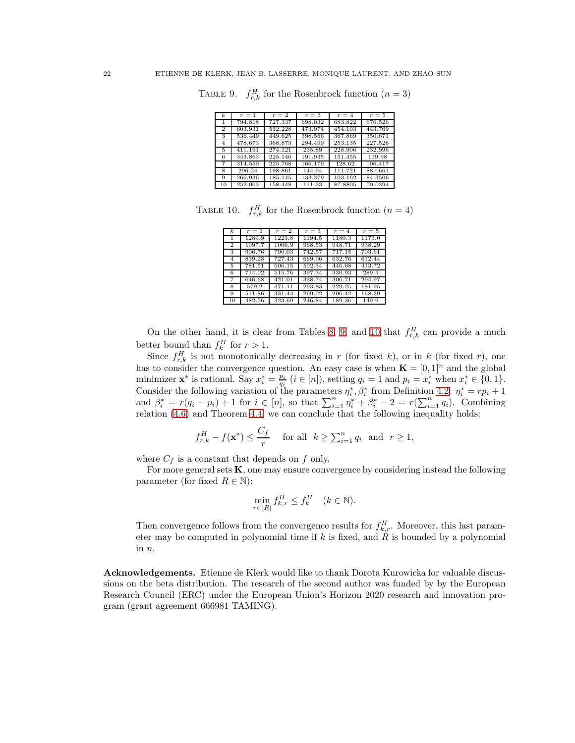TABLE 9. $f^H_{r,k}$ for the Rosenbrock function ($n = 3$)

| $k$ | $r = 1$ | $r = 2$ | $r = 3$ | $r = 4$ | $r = 5$ |
|---|---|---|---|---|---|
| 1 | 794.818 | 727.337 | 698.032 | 683.822 | 676.526 |
| 2 | 603.931 | 512.228 | 473.974 | 454.193 | 443.769 |
| 3 | 536.449 | 449.625 | 398.566 | 367.869 | 350.671 |
| 4 | 478.673 | 368.873 | 294.499 | 253.135 | 227.526 |
| 5 | 411.191 | 274.121 | 235.89 | 228.906 | 232.996 |
| 6 | 343.863 | 225.146 | 191.935 | 151.455 | 119.98 |
| 7 | 314.559 | 225.768 | 166.179 | 128.62 | 106.417 |
| 8 | 296.24 | 198.861 | 144.94 | 111.721 | 88.0661 |
| 9 | 266.936 | 185.145 | 133.379 | 103.162 | 84.3506 |
| 10 | 252.003 | 158.448 | 111.33 | 87.8805 | 70.0394 |

TABLE 10. $f^H_{r,k}$ for the Rosenbrock function ($n = 4$)

| $k$ | $r = 1$ | $r = 2$ | $r = 3$ | $r = 4$ | $r = 5$ |
|---|---|---|---|---|---|
| 1 | 1289.9 | 1223.8 | 1194.5 | 1180.3 | 1173.0 |
| 2 | 1097.7 | 1006.9 | 968.53 | 948.71 | 938.29 |
| 3 | 906.76 | 790.03 | 742.57 | 717.15 | 703.61 |
| 4 | 839.28 | 727.43 | 669.06 | 632.76 | 612.44 |
| 5 | 781.51 | 606.15 | 502.34 | 446.68 | 413.72 |
| 6 | 714.02 | 515.76 | 397.34 | 330.93 | 289.5 |
| 7 | 646.68 | 421.01 | 338.74 | 306.71 | 294.97 |
| 8 | 579.2 | 371.11 | 293.83 | 229.25 | 181.95 |
| 9 | 511.86 | 331.44 | 269.02 | 206.42 | 168.39 |
| 10 | 482.56 | 323.69 | 246.84 | 189.36 | 149.9 |

On the other hand, it is clear from Tables 8, 9, and 10 that $f^H_{r,k}$ can provide a much better bound than $f^H_k$ for $r > 1$.

Since $f^H_{r,k}$ is not monotonically decreasing in $r$ (for fixed $k$), or in $k$ (for fixed $r$), one has to consider the convergence question. An easy case is when $\mathbf{K} = [0,1]^n$ and the global minimizer $\mathbf{x}^*$ is rational. Say $x^*_i = \frac{p_i}{q_i}$ ($i \in [n]$), setting $q_i = 1$ and $p_i = x^*_i$ when $x^*_i \in \{0,1\}$. Consider the following variation of the parameters $\eta^*_i, \beta^*_i$ from Definition 4.2: $\eta^*_i = rp_i + 1$ and $\beta^*_i = r(q_i - p_i) + 1$ for $i \in [n]$, so that $\sum_{i=1}^n \eta^*_i + \beta^*_i - 2 = r(\sum_{i=1}^n q_i)$. Combining relation (4.6) and Theorem 4.4, we can conclude that the following inequality holds:

$$f^H_{r,k} - f(\mathbf{x}^*) \le \frac{C_f}{r} \quad \text{for all} \;\; k \ge \textstyle\sum_{i=1}^n q_i \;\; \text{and} \;\; r \ge 1,$$

where $C_f$ is a constant that depends on $f$ only.

For more general sets $\mathbf{K}$, one may ensure convergence by considering instead the following parameter (for fixed $R \in \mathbb{N}$):

$$\min_{r \in [R]} f^H_{k,r} \le f^H_k \quad (k \in \mathbb{N}).$$

Then convergence follows from the convergence results for $f^H_{k,r}$. Moreover, this last parameter may be computed in polynomial time if $k$ is fixed, and $R$ is bounded by a polynomial in $n$.

**Acknowledgements.** Etienne de Klerk would like to thank Dorota Kurowicka for valuable discussions on the beta distribution. The research of the second author was funded by by the European Research Council (ERC) under the European Union's Horizon 2020 research and innovation program (grant agreement 666981 TAMING).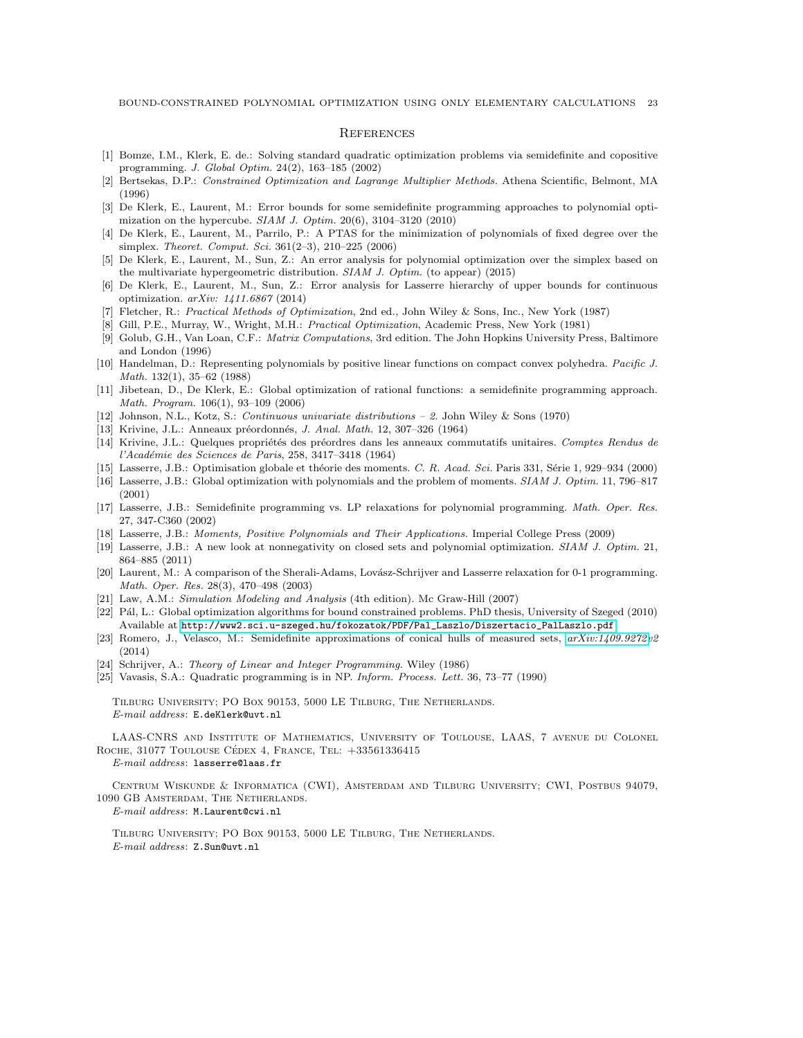## References

[1] Bomze, I.M., Klerk, E. de.: Solving standard quadratic optimization problems via semidefinite and copositive programming. *J. Global Optim.* 24(2), 163–185 (2002)

[2] Bertsekas, D.P.: *Constrained Optimization and Lagrange Multiplier Methods.* Athena Scientific, Belmont, MA (1996)

[3] De Klerk, E., Laurent, M.: Error bounds for some semidefinite programming approaches to polynomial optimization on the hypercube. *SIAM J. Optim.* 20(6), 3104–3120 (2010)

[4] De Klerk, E., Laurent, M., Parrilo, P.: A PTAS for the minimization of polynomials of fixed degree over the simplex. *Theoret. Comput. Sci.* 361(2–3), 210–225 (2006)

[5] De Klerk, E., Laurent, M., Sun, Z.: An error analysis for polynomial optimization over the simplex based on the multivariate hypergeometric distribution. *SIAM J. Optim.* (to appear) (2015)

[6] De Klerk, E., Laurent, M., Sun, Z.: Error analysis for Lasserre hierarchy of upper bounds for continuous optimization. *arXiv: 1411.6867* (2014)

[7] Fletcher, R.: *Practical Methods of Optimization*, 2nd ed., John Wiley & Sons, Inc., New York (1987)

[8] Gill, P.E., Murray, W., Wright, M.H.: *Practical Optimization*, Academic Press, New York (1981)

[9] Golub, G.H., Van Loan, C.F.: *Matrix Computations*, 3rd edition. The John Hopkins University Press, Baltimore and London (1996)

[10] Handelman, D.: Representing polynomials by positive linear functions on compact convex polyhedra. *Pacific J. Math.* 132(1), 35–62 (1988)

[11] Jibetean, D., De Klerk, E.: Global optimization of rational functions: a semidefinite programming approach. *Math. Program.* 106(1), 93–109 (2006)

[12] Johnson, N.L., Kotz, S.: *Continuous univariate distributions – 2.* John Wiley & Sons (1970)

[13] Krivine, J.L.: Anneaux préordonnés, *J. Anal. Math.* 12, 307–326 (1964)

[14] Krivine, J.L.: Quelques propriétés des préordres dans les anneaux commutatifs unitaires. *Comptes Rendus de l'Académie des Sciences de Paris*, 258, 3417–3418 (1964)

[15] Lasserre, J.B.: Optimisation globale et théorie des moments. *C. R. Acad. Sci.* Paris 331, Série 1, 929–934 (2000)

[16] Lasserre, J.B.: Global optimization with polynomials and the problem of moments. *SIAM J. Optim.* 11, 796–817 (2001)

[17] Lasserre, J.B.: Semidefinite programming vs. LP relaxations for polynomial programming. *Math. Oper. Res.* 27, 347-C360 (2002)

[18] Lasserre, J.B.: *Moments, Positive Polynomials and Their Applications.* Imperial College Press (2009)

[19] Lasserre, J.B.: A new look at nonnegativity on closed sets and polynomial optimization. *SIAM J. Optim.* 21, 864–885 (2011)

[20] Laurent, M.: A comparison of the Sherali-Adams, Lovász-Schrijver and Lasserre relaxation for 0-1 programming. *Math. Oper. Res.* 28(3), 470–498 (2003)

[21] Law, A.M.: *Simulation Modeling and Analysis* (4th edition). Mc Graw-Hill (2007)

[22] Pál, L.: Global optimization algorithms for bound constrained problems. PhD thesis, University of Szeged (2010) Available at http://www2.sci.u-szeged.hu/fokozatok/PDF/Pal_Laszlo/Diszertacio_PalLaszlo.pdf

[23] Romero, J., Velasco, M.: Semidefinite approximations of conical hulls of measured sets, *arXiv:1409.9272v2* (2014)

[24] Schrijver, A.: *Theory of Linear and Integer Programming*. Wiley (1986)

[25] Vavasis, S.A.: Quadratic programming is in NP. *Inform. Process. Lett.* 36, 73–77 (1990)

Tilburg University; PO Box 90153, 5000 LE Tilburg, The Netherlands.
*E-mail address*: E.deKlerk@uvt.nl

LAAS-CNRS and Institute of Mathematics, University of Toulouse, LAAS, 7 avenue du Colonel Roche, 31077 Toulouse Cédex 4, France, Tel: +33561336415
*E-mail address*: lasserre@laas.fr

Centrum Wiskunde & Informatica (CWI), Amsterdam and Tilburg University; CWI, Postbus 94079, 1090 GB Amsterdam, The Netherlands.
*E-mail address*: M.Laurent@cwi.nl

Tilburg University; PO Box 90153, 5000 LE Tilburg, The Netherlands.
*E-mail address*: Z.Sun@uvt.nl